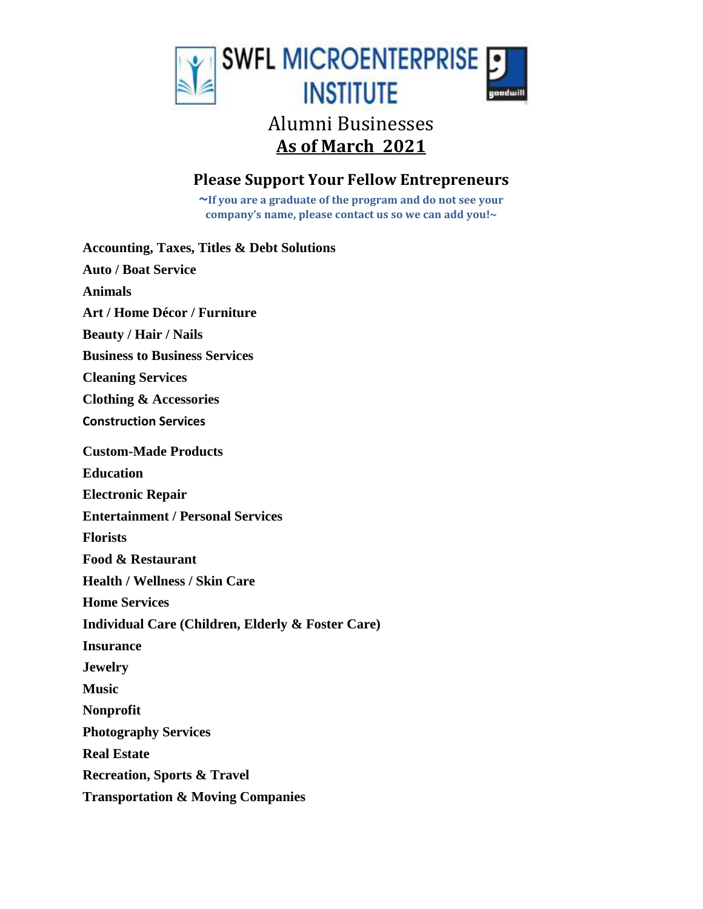# SWFL MICROENTERPRISE INSTITUTE

## Alumni Businesses

## As of March 2021

### Please Support Your Fellow Entrepreneurs

**~If you are a graduate of the program and do not see your company's name, please contact us so we can add you!~**

**Accounting, Taxes, Titles & Debt Solutions**

**Auto / Boat Service**

**Animals**

**Art / Home Décor / Furniture**

**Beauty / Hair / Nails**

**Business to Business Services**

**Cleaning Services**

**Clothing & Accessories**

**Construction Services**

**Custom-Made Products**

**Education**

**Electronic Repair**

**Entertainment / Personal Services**

**Florists**

**Food & Restaurant**

**Health / Wellness / Skin Care**

**Home Services**

**Individual Care (Children, Elderly & Foster Care)**

**Insurance**

**Jewelry**

**Music**

**Nonprofit**

**Photography Services**

**Real Estate**

**Recreation, Sports & Travel**

**Transportation & Moving Companies**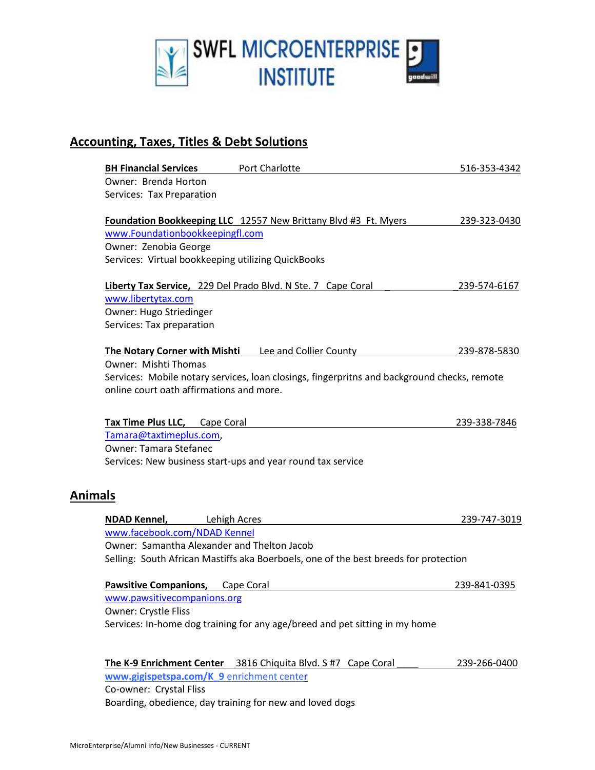SWFL MICROENTERPRISE INSTITUTE

## Accounting, Taxes, Titles & Debt Solutions

**BH Financial Services** Port Charlotte 516-353-4342
Owner: Brenda Horton
Services: Tax Preparation

**Foundation Bookkeeping LLC** 12557 New Brittany Blvd #3 Ft. Myers 239-323-0430
www.Foundationbookkeepingfl.com
Owner: Zenobia George
Services: Virtual bookkeeping utilizing QuickBooks

**Liberty Tax Service,** 229 Del Prado Blvd. N Ste. 7 Cape Coral 239-574-6167
www.libertytax.com
Owner: Hugo Striedinger
Services: Tax preparation

**The Notary Corner with Mishti** Lee and Collier County 239-878-5830
Owner: Mishti Thomas
Services: Mobile notary services, loan closings, fingerpritns and background checks, remote online court oath affirmations and more.

**Tax Time Plus LLC,** Cape Coral 239-338-7846
Tamara@taxtimeplus.com,
Owner: Tamara Stefanec
Services: New business start-ups and year round tax service

## Animals

**NDAD Kennel,** Lehigh Acres 239-747-3019
www.facebook.com/NDAD Kennel
Owner: Samantha Alexander and Thelton Jacob
Selling: South African Mastiffs aka Boerboels, one of the best breeds for protection

**Pawsitive Companions,** Cape Coral 239-841-0395
www.pawsitivecompanions.org
Owner: Crystle Fliss
Services: In-home dog training for any age/breed and pet sitting in my home

**The K-9 Enrichment Center** 3816 Chiquita Blvd. S #7 Cape Coral 239-266-0400
www.gigispetspa.com/K_9 enrichment center
Co-owner: Crystal Fliss
Boarding, obedience, day training for new and loved dogs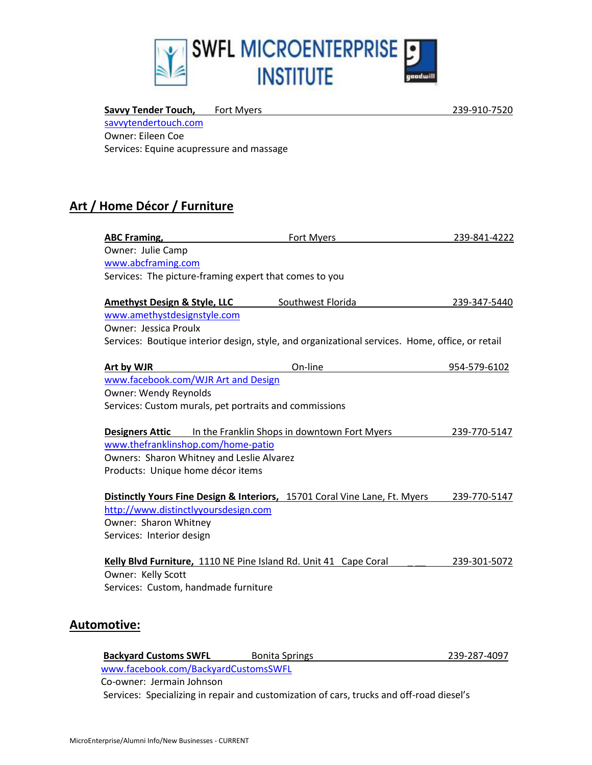**Savvy Tender Touch,** Fort Myers 239-910-7520
savvytendertouch.com
Owner: Eileen Coe
Services: Equine acupressure and massage

## Art / Home Décor / Furniture

**ABC Framing,** Fort Myers 239-841-4222
Owner: Julie Camp
www.abcframing.com
Services: The picture-framing expert that comes to you

**Amethyst Design & Style, LLC** Southwest Florida 239-347-5440
www.amethystdesignstyle.com
Owner: Jessica Proulx
Services: Boutique interior design, style, and organizational services. Home, office, or retail

**Art by WJR** On-line 954-579-6102
www.facebook.com/WJR Art and Design
Owner: Wendy Reynolds
Services: Custom murals, pet portraits and commissions

**Designers Attic** In the Franklin Shops in downtown Fort Myers 239-770-5147
www.thefranklinshop.com/home-patio
Owners: Sharon Whitney and Leslie Alvarez
Products: Unique home décor items

**Distinctly Yours Fine Design & Interiors,** 15701 Coral Vine Lane, Ft. Myers 239-770-5147
http://www.distinctlyyoursdesign.com
Owner: Sharon Whitney
Services: Interior design

**Kelly Blvd Furniture,** 1110 NE Pine Island Rd. Unit 41 Cape Coral 239-301-5072
Owner: Kelly Scott
Services: Custom, handmade furniture

## Automotive:

**Backyard Customs SWFL** Bonita Springs 239-287-4097
www.facebook.com/BackyardCustomsSWFL
Co-owner: Jermain Johnson
Services: Specializing in repair and customization of cars, trucks and off-road diesel's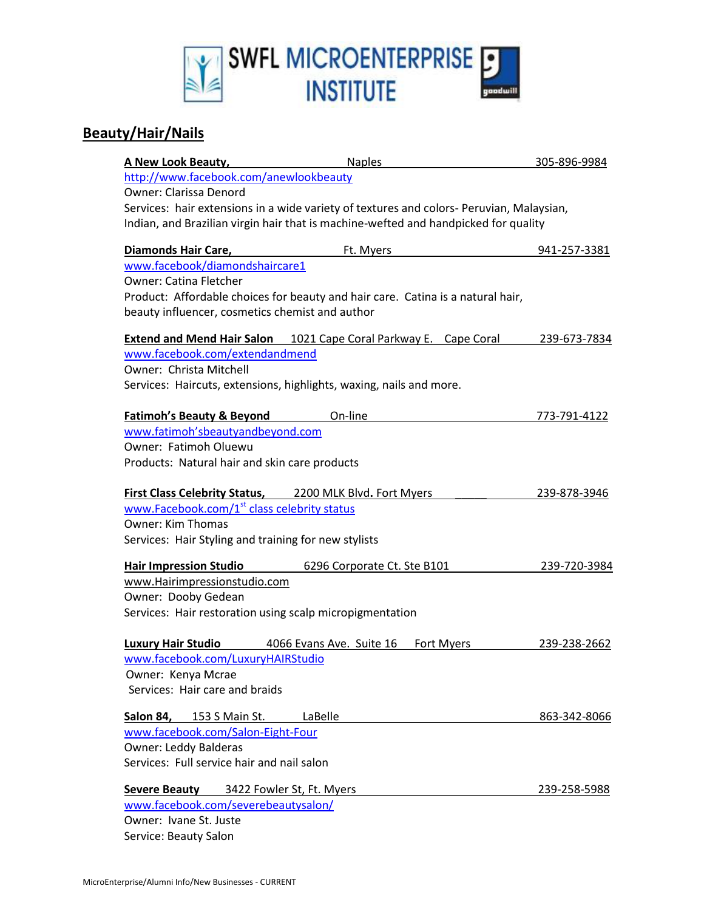# SWFL MICROENTERPRISE INSTITUTE

## Beauty/Hair/Nails

**A New Look Beauty,** Naples 305-896-9984
http://www.facebook.com/anewlookbeauty
Owner: Clarissa Denord
Services: hair extensions in a wide variety of textures and colors- Peruvian, Malaysian, Indian, and Brazilian virgin hair that is machine-wefted and handpicked for quality

**Diamonds Hair Care,** Ft. Myers 941-257-3381
www.facebook/diamondshaircare1
Owner: Catina Fletcher
Product: Affordable choices for beauty and hair care. Catina is a natural hair, beauty influencer, cosmetics chemist and author

**Extend and Mend Hair Salon** 1021 Cape Coral Parkway E. Cape Coral 239-673-7834
www.facebook.com/extendandmend
Owner: Christa Mitchell
Services: Haircuts, extensions, highlights, waxing, nails and more.

**Fatimoh's Beauty & Beyond** On-line 773-791-4122
www.fatimoh'sbeautyandbeyond.com
Owner: Fatimoh Oluewu
Products: Natural hair and skin care products

**First Class Celebrity Status,** 2200 MLK Blvd. Fort Myers 239-878-3946
www.Facebook.com/1st class celebrity status
Owner: Kim Thomas
Services: Hair Styling and training for new stylists

**Hair Impression Studio** 6296 Corporate Ct. Ste B101 239-720-3984
www.Hairimpressionstudio.com
Owner: Dooby Gedean
Services: Hair restoration using scalp micropigmentation

**Luxury Hair Studio** 4066 Evans Ave. Suite 16 Fort Myers 239-238-2662
www.facebook.com/LuxuryHAIRStudio
Owner: Kenya Mcrae
Services: Hair care and braids

**Salon 84,** 153 S Main St. LaBelle 863-342-8066
www.facebook.com/Salon-Eight-Four
Owner: Leddy Balderas
Services: Full service hair and nail salon

**Severe Beauty** 3422 Fowler St, Ft. Myers 239-258-5988
www.facebook.com/severebeautysalon/
Owner: Ivane St. Juste
Service: Beauty Salon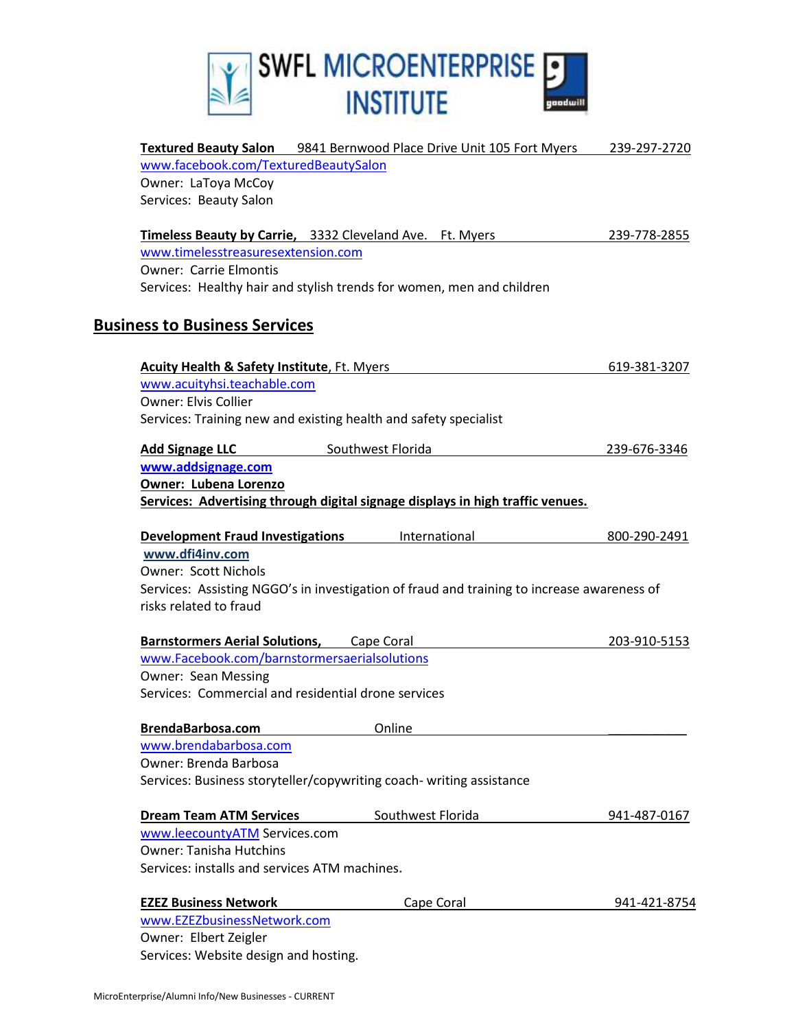**Textured Beauty Salon** 9841 Bernwood Place Drive Unit 105 Fort Myers 239-297-2720
www.facebook.com/TexturedBeautySalon
Owner: LaToya McCoy
Services: Beauty Salon

**Timeless Beauty by Carrie,** 3332 Cleveland Ave. Ft. Myers 239-778-2855
www.timelesstreasuresextension.com
Owner: Carrie Elmontis
Services: Healthy hair and stylish trends for women, men and children

## Business to Business Services

**Acuity Health & Safety Institute**, Ft. Myers 619-381-3207
www.acuityhsi.teachable.com
Owner: Elvis Collier
Services: Training new and existing health and safety specialist

**Add Signage LLC** Southwest Florida 239-676-3346
**www.addsignage.com**
**Owner: Lubena Lorenzo**
**Services: Advertising through digital signage displays in high traffic venues.**

**Development Fraud Investigations** International 800-290-2491
**www.dfi4inv.com**
Owner: Scott Nichols
Services: Assisting NGGO's in investigation of fraud and training to increase awareness of risks related to fraud

**Barnstormers Aerial Solutions,** Cape Coral 203-910-5153
www.Facebook.com/barnstormersaerialsolutions
Owner: Sean Messing
Services: Commercial and residential drone services

**BrendaBarbosa.com** Online
www.brendabarbosa.com
Owner: Brenda Barbosa
Services: Business storyteller/copywriting coach- writing assistance

**Dream Team ATM Services** Southwest Florida 941-487-0167
www.leecountyATM Services.com
Owner: Tanisha Hutchins
Services: installs and services ATM machines.

**EZEZ Business Network** Cape Coral 941-421-8754
www.EZEZbusinessNetwork.com
Owner: Elbert Zeigler
Services: Website design and hosting.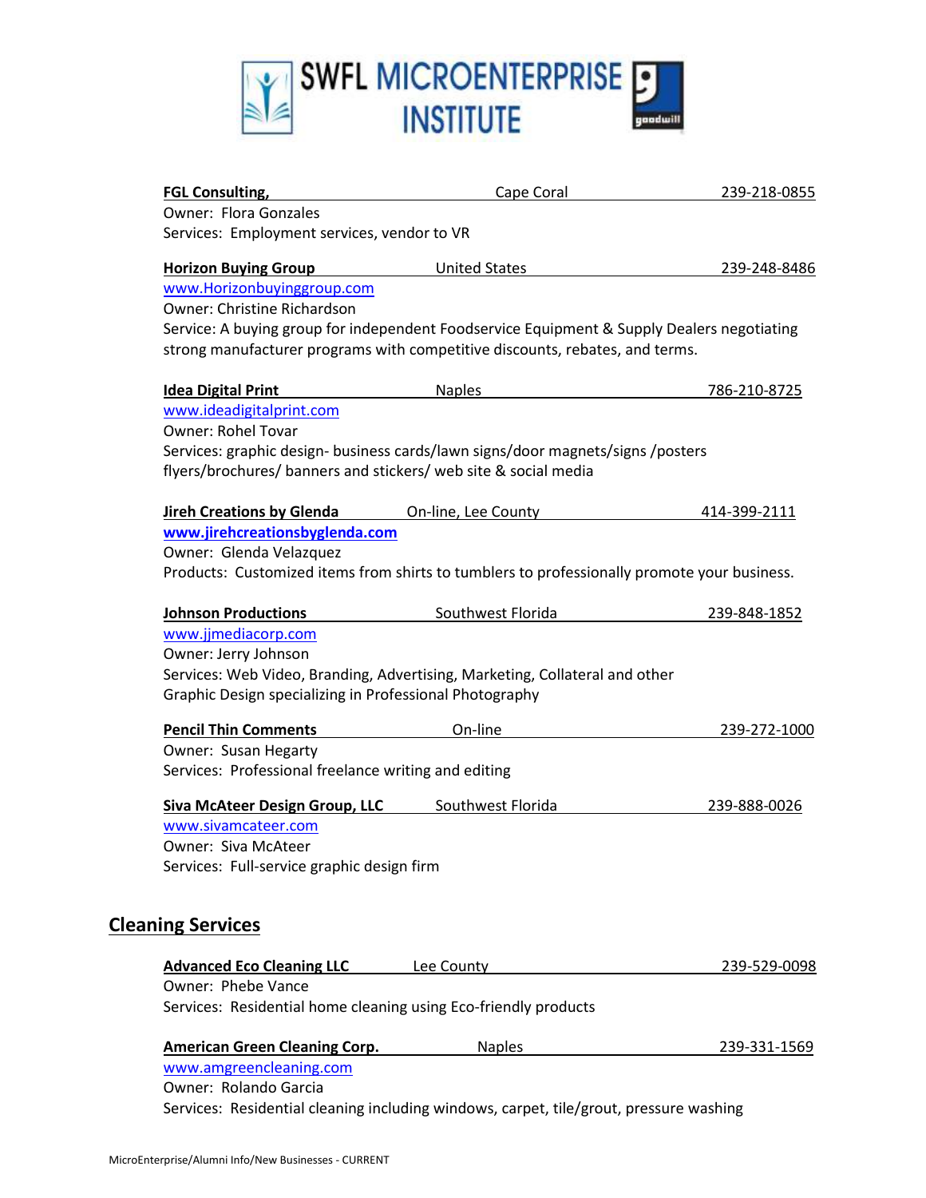**FGL Consulting,** Cape Coral 239-218-0855
Owner: Flora Gonzales
Services: Employment services, vendor to VR

**Horizon Buying Group** United States 239-248-8486
www.Horizonbuyinggroup.com
Owner: Christine Richardson
Service: A buying group for independent Foodservice Equipment & Supply Dealers negotiating strong manufacturer programs with competitive discounts, rebates, and terms.

**Idea Digital Print** Naples 786-210-8725
www.ideadigitalprint.com
Owner: Rohel Tovar
Services: graphic design- business cards/lawn signs/door magnets/signs /posters flyers/brochures/ banners and stickers/ web site & social media

**Jireh Creations by Glenda** On-line, Lee County 414-399-2111
**www.jirehcreationsbyglenda.com**
Owner: Glenda Velazquez
Products: Customized items from shirts to tumblers to professionally promote your business.

**Johnson Productions** Southwest Florida 239-848-1852
www.jjmediacorp.com
Owner: Jerry Johnson
Services: Web Video, Branding, Advertising, Marketing, Collateral and other Graphic Design specializing in Professional Photography

**Pencil Thin Comments** On-line 239-272-1000
Owner: Susan Hegarty
Services: Professional freelance writing and editing

**Siva McAteer Design Group, LLC** Southwest Florida 239-888-0026
www.sivamcateer.com
Owner: Siva McAteer
Services: Full-service graphic design firm

## Cleaning Services

**Advanced Eco Cleaning LLC** Lee County 239-529-0098
Owner: Phebe Vance
Services: Residential home cleaning using Eco-friendly products

**American Green Cleaning Corp.** Naples 239-331-1569
www.amgreencleaning.com
Owner: Rolando Garcia
Services: Residential cleaning including windows, carpet, tile/grout, pressure washing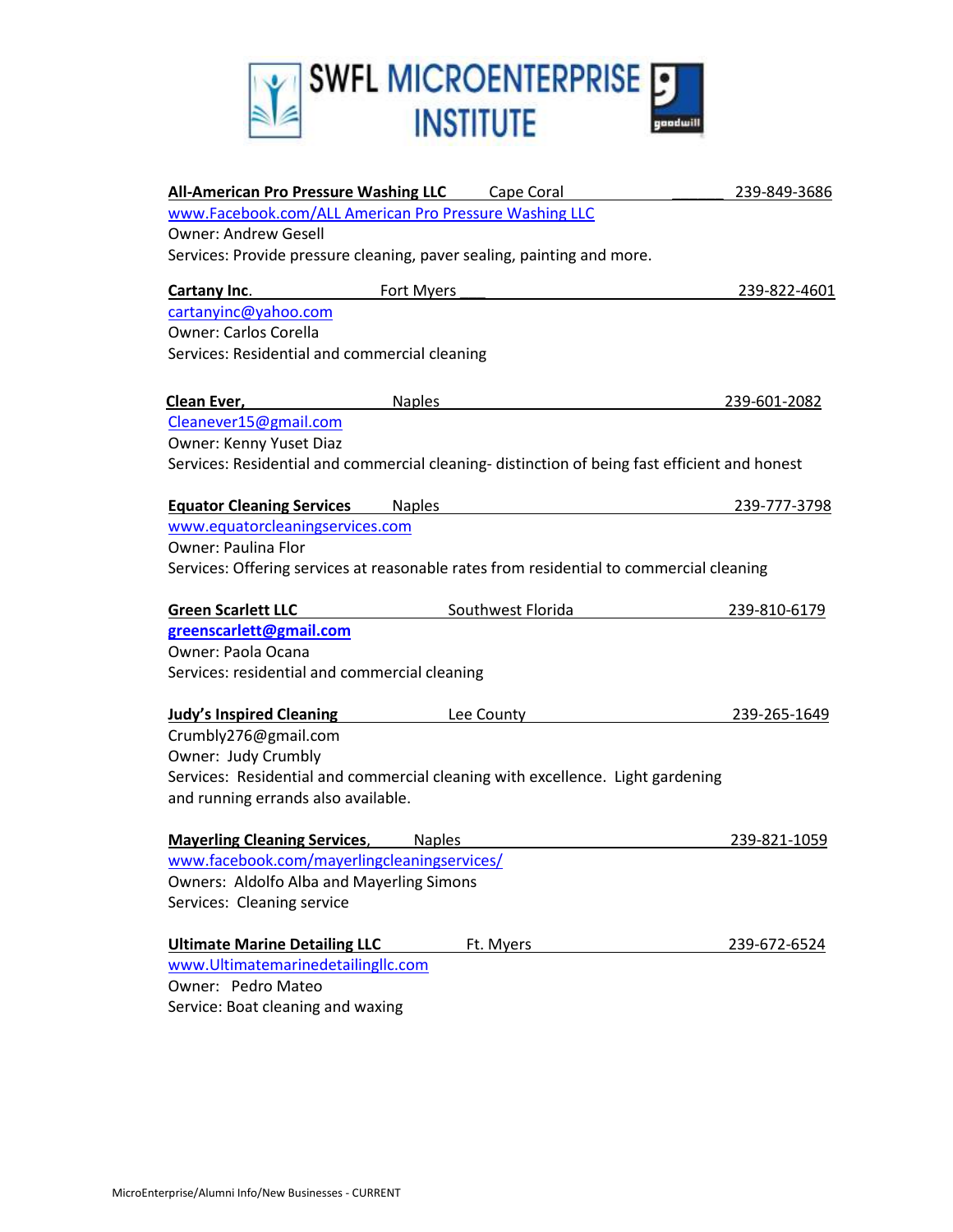# SWFL MICROENTERPRISE INSTITUTE

**All-American Pro Pressure Washing LLC** Cape Coral 239-849-3686
www.Facebook.com/ALL American Pro Pressure Washing LLC
Owner: Andrew Gesell
Services: Provide pressure cleaning, paver sealing, painting and more.

**Cartany Inc.** Fort Myers 239-822-4601
cartanyinc@yahoo.com
Owner: Carlos Corella
Services: Residential and commercial cleaning

**Clean Ever,** Naples 239-601-2082
Cleanever15@gmail.com
Owner: Kenny Yuset Diaz
Services: Residential and commercial cleaning- distinction of being fast efficient and honest

**Equator Cleaning Services** Naples 239-777-3798
www.equatorcleaningservices.com
Owner: Paulina Flor
Services: Offering services at reasonable rates from residential to commercial cleaning

**Green Scarlett LLC** Southwest Florida 239-810-6179
**greenscarlett@gmail.com**
Owner: Paola Ocana
Services: residential and commercial cleaning

**Judy's Inspired Cleaning** Lee County 239-265-1649
Crumbly276@gmail.com
Owner: Judy Crumbly
Services: Residential and commercial cleaning with excellence. Light gardening and running errands also available.

**Mayerling Cleaning Services,** Naples 239-821-1059
www.facebook.com/mayerlingcleaningservices/
Owners: Aldolfo Alba and Mayerling Simons
Services: Cleaning service

**Ultimate Marine Detailing LLC** Ft. Myers 239-672-6524
www.Ultimatemarinedetailingllc.com
Owner: Pedro Mateo
Service: Boat cleaning and waxing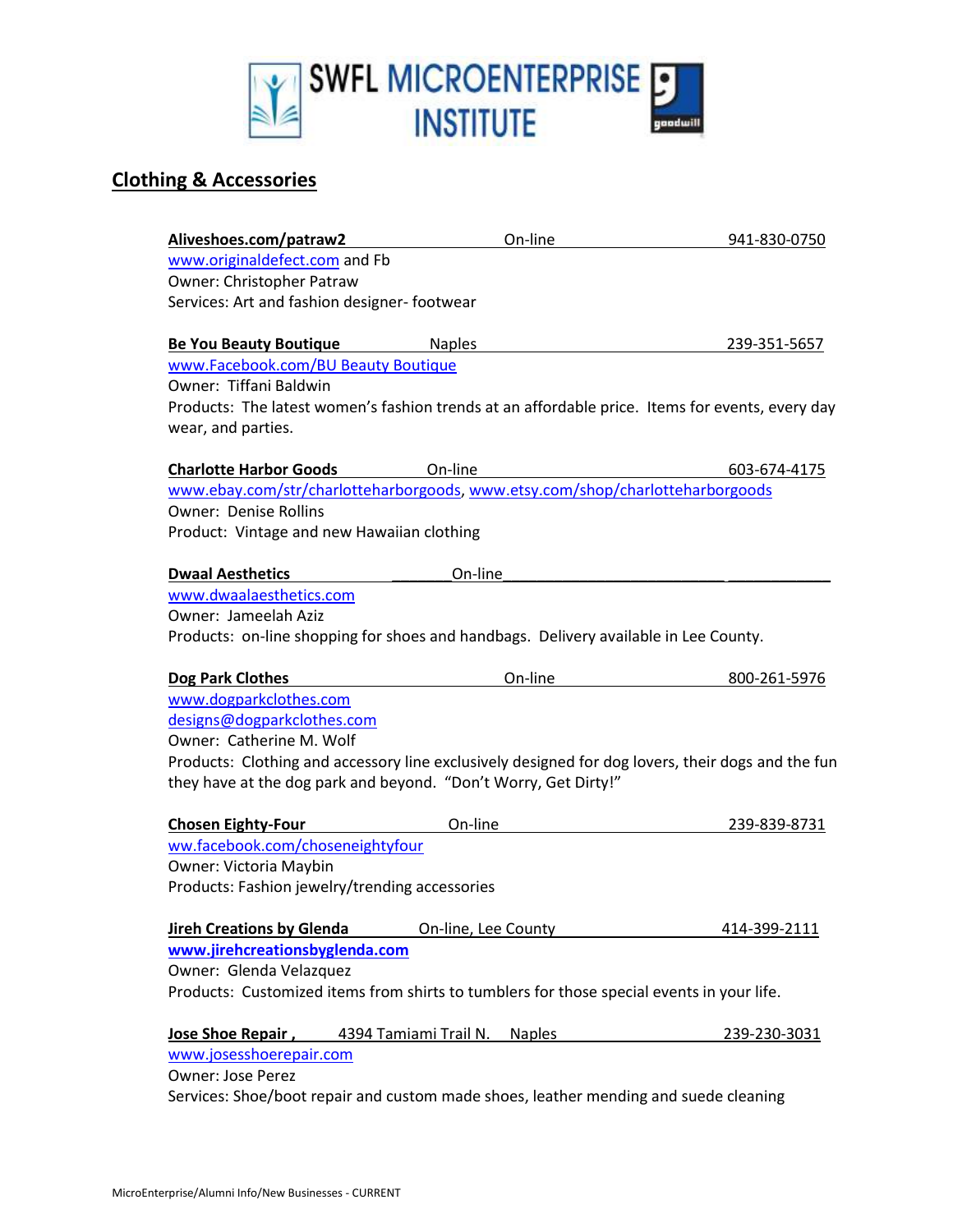# SWFL MICROENTERPRISE INSTITUTE

## Clothing & Accessories

**Aliveshoes.com/patraw2** On-line 941-830-0750
www.originaldefect.com and Fb
Owner: Christopher Patraw
Services: Art and fashion designer- footwear

**Be You Beauty Boutique** Naples 239-351-5657
www.Facebook.com/BU Beauty Boutique
Owner: Tiffani Baldwin
Products: The latest women's fashion trends at an affordable price. Items for events, every day wear, and parties.

**Charlotte Harbor Goods** On-line 603-674-4175
www.ebay.com/str/charlotteharborgoods, www.etsy.com/shop/charlotteharborgoods
Owner: Denise Rollins
Product: Vintage and new Hawaiian clothing

**Dwaal Aesthetics** On-line
www.dwaalaesthetics.com
Owner: Jameelah Aziz
Products: on-line shopping for shoes and handbags. Delivery available in Lee County.

**Dog Park Clothes** On-line 800-261-5976
www.dogparkclothes.com
designs@dogparkclothes.com
Owner: Catherine M. Wolf
Products: Clothing and accessory line exclusively designed for dog lovers, their dogs and the fun they have at the dog park and beyond. "Don't Worry, Get Dirty!"

**Chosen Eighty-Four** On-line 239-839-8731
ww.facebook.com/choseneightyfour
Owner: Victoria Maybin
Products: Fashion jewelry/trending accessories

**Jireh Creations by Glenda** On-line, Lee County 414-399-2111
**www.jirehcreationsbyglenda.com**
Owner: Glenda Velazquez
Products: Customized items from shirts to tumblers for those special events in your life.

**Jose Shoe Repair ,** 4394 Tamiami Trail N. Naples 239-230-3031
www.josesshoerepair.com
Owner: Jose Perez
Services: Shoe/boot repair and custom made shoes, leather mending and suede cleaning

MicroEnterprise/Alumni Info/New Businesses - CURRENT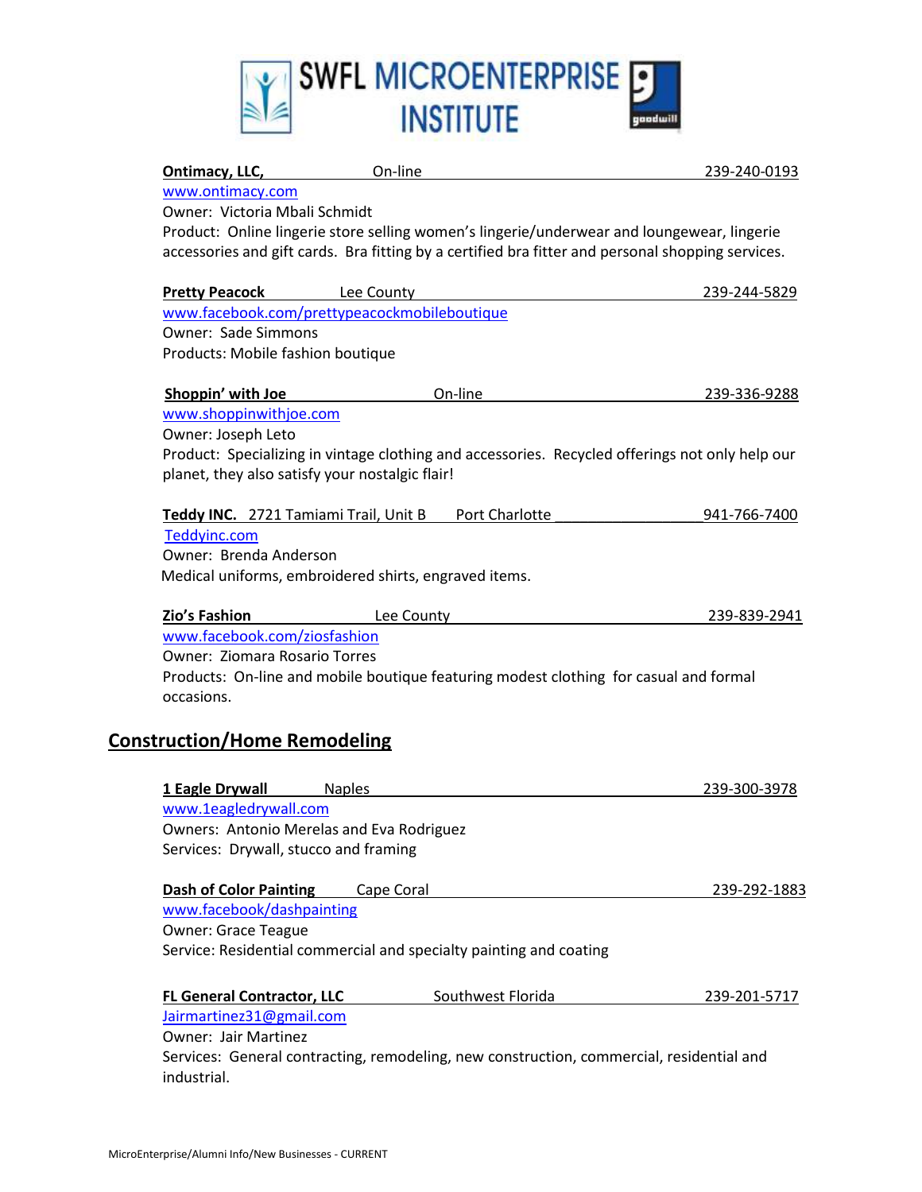**Ontimacy, LLC,** On-line 239-240-0193
www.ontimacy.com
Owner: Victoria Mbali Schmidt
Product: Online lingerie store selling women's lingerie/underwear and loungewear, lingerie accessories and gift cards. Bra fitting by a certified bra fitter and personal shopping services.

**Pretty Peacock** Lee County 239-244-5829
www.facebook.com/prettypeacockmobileboutique
Owner: Sade Simmons
Products: Mobile fashion boutique

**Shoppin' with Joe** On-line 239-336-9288
www.shoppinwithjoe.com
Owner: Joseph Leto
Product: Specializing in vintage clothing and accessories. Recycled offerings not only help our planet, they also satisfy your nostalgic flair!

**Teddy INC.** 2721 Tamiami Trail, Unit B Port Charlotte 941-766-7400
Teddyinc.com
Owner: Brenda Anderson
Medical uniforms, embroidered shirts, engraved items.

**Zio's Fashion** Lee County 239-839-2941
www.facebook.com/ziosfashion
Owner: Ziomara Rosario Torres
Products: On-line and mobile boutique featuring modest clothing for casual and formal occasions.

## Construction/Home Remodeling

**1 Eagle Drywall** Naples 239-300-3978
www.1eagledrywall.com
Owners: Antonio Merelas and Eva Rodriguez
Services: Drywall, stucco and framing

**Dash of Color Painting** Cape Coral 239-292-1883
www.facebook/dashpainting
Owner: Grace Teague
Service: Residential commercial and specialty painting and coating

**FL General Contractor, LLC** Southwest Florida 239-201-5717
Jairmartinez31@gmail.com
Owner: Jair Martinez
Services: General contracting, remodeling, new construction, commercial, residential and industrial.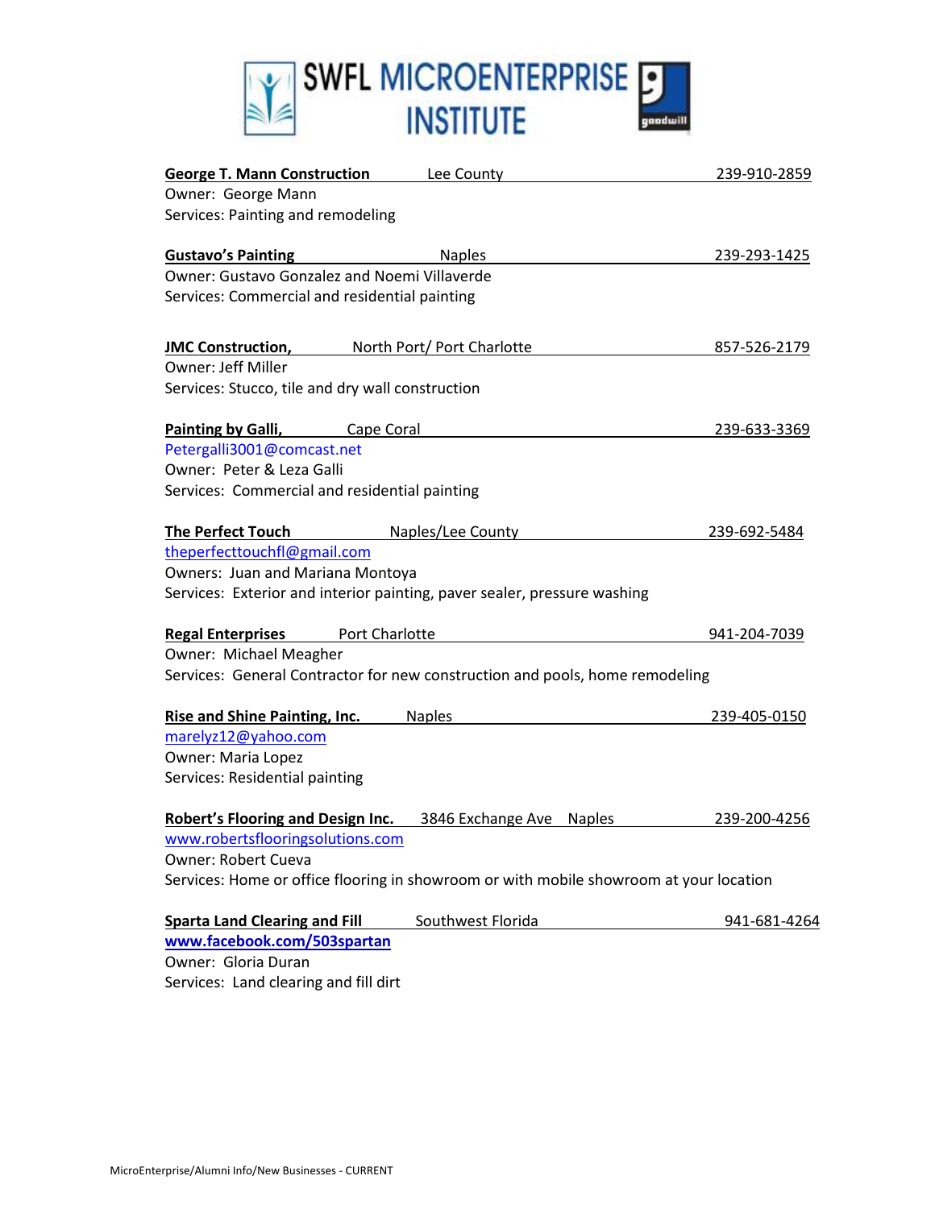# SWFL MICROENTERPRISE INSTITUTE

**George T. Mann Construction** Lee County 239-910-2859
Owner: George Mann
Services: Painting and remodeling

**Gustavo's Painting** Naples 239-293-1425
Owner: Gustavo Gonzalez and Noemi Villaverde
Services: Commercial and residential painting

**JMC Construction,** North Port/ Port Charlotte 857-526-2179
Owner: Jeff Miller
Services: Stucco, tile and dry wall construction

**Painting by Galli,** Cape Coral 239-633-3369
Petergalli3001@comcast.net
Owner: Peter & Leza Galli
Services: Commercial and residential painting

**The Perfect Touch** Naples/Lee County 239-692-5484
theperfecttouchfl@gmail.com
Owners: Juan and Mariana Montoya
Services: Exterior and interior painting, paver sealer, pressure washing

**Regal Enterprises** Port Charlotte 941-204-7039
Owner: Michael Meagher
Services: General Contractor for new construction and pools, home remodeling

**Rise and Shine Painting, Inc.** Naples 239-405-0150
marelyz12@yahoo.com
Owner: Maria Lopez
Services: Residential painting

**Robert's Flooring and Design Inc.** 3846 Exchange Ave Naples 239-200-4256
www.robertsflooringsolutions.com
Owner: Robert Cueva
Services: Home or office flooring in showroom or with mobile showroom at your location

**Sparta Land Clearing and Fill** Southwest Florida 941-681-4264
**www.facebook.com/503spartan**
Owner: Gloria Duran
Services: Land clearing and fill dirt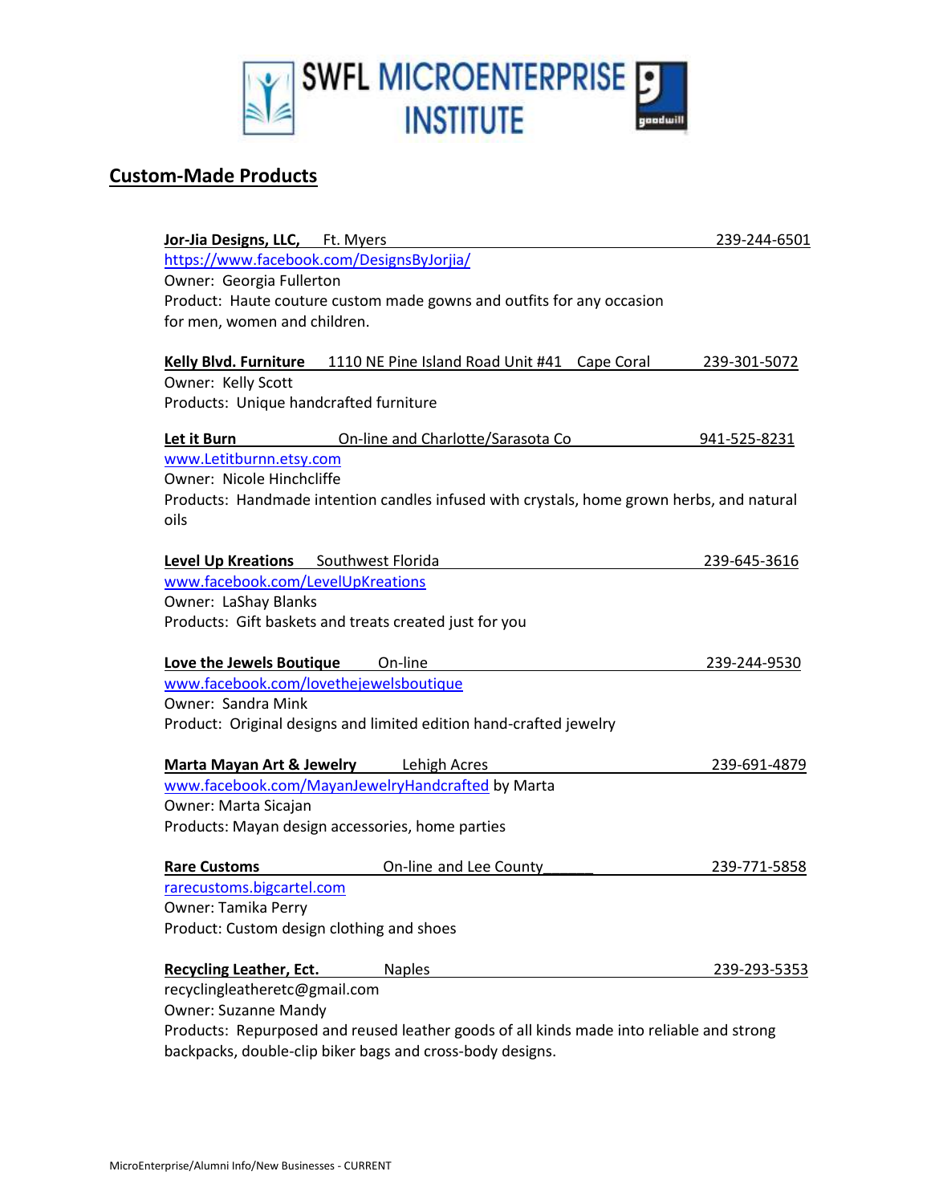SWFL MICROENTERPRISE INSTITUTE

## Custom-Made Products

**Jor-Jia Designs, LLC,** Ft. Myers 239-244-6501
https://www.facebook.com/DesignsByJorjia/
Owner: Georgia Fullerton
Product: Haute couture custom made gowns and outfits for any occasion for men, women and children.

**Kelly Blvd. Furniture** 1110 NE Pine Island Road Unit #41 Cape Coral 239-301-5072
Owner: Kelly Scott
Products: Unique handcrafted furniture

**Let it Burn** On-line and Charlotte/Sarasota Co 941-525-8231
www.Letitburnn.etsy.com
Owner: Nicole Hinchcliffe
Products: Handmade intention candles infused with crystals, home grown herbs, and natural oils

**Level Up Kreations** Southwest Florida 239-645-3616
www.facebook.com/LevelUpKreations
Owner: LaShay Blanks
Products: Gift baskets and treats created just for you

**Love the Jewels Boutique** On-line 239-244-9530
www.facebook.com/lovethejewelsboutique
Owner: Sandra Mink
Product: Original designs and limited edition hand-crafted jewelry

**Marta Mayan Art & Jewelry** Lehigh Acres 239-691-4879
www.facebook.com/MayanJewelryHandcrafted by Marta
Owner: Marta Sicajan
Products: Mayan design accessories, home parties

**Rare Customs** On-line and Lee County 239-771-5858
rarecustoms.bigcartel.com
Owner: Tamika Perry
Product: Custom design clothing and shoes

**Recycling Leather, Ect.** Naples 239-293-5353
recyclingleatheretc@gmail.com
Owner: Suzanne Mandy
Products: Repurposed and reused leather goods of all kinds made into reliable and strong backpacks, double-clip biker bags and cross-body designs.

MicroEnterprise/Alumni Info/New Businesses - CURRENT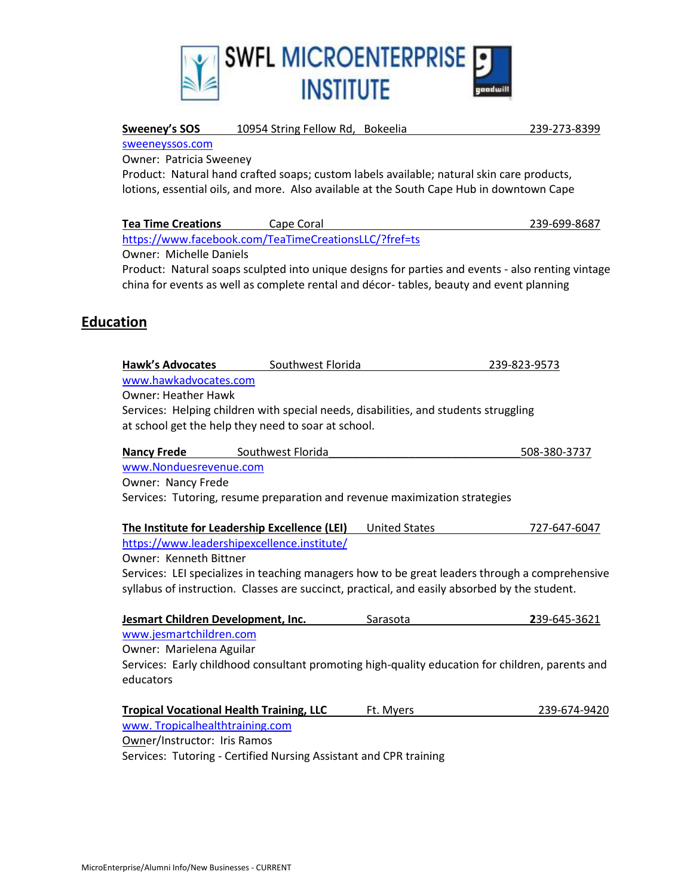# SWFL MICROENTERPRISE INSTITUTE

**Sweeney's SOS** 10954 String Fellow Rd, Bokeelia 239-273-8399
sweeneyssos.com
Owner: Patricia Sweeney
Product: Natural hand crafted soaps; custom labels available; natural skin care products, lotions, essential oils, and more. Also available at the South Cape Hub in downtown Cape

**Tea Time Creations** Cape Coral 239-699-8687
https://www.facebook.com/TeaTimeCreationsLLC/?fref=ts
Owner: Michelle Daniels
Product: Natural soaps sculpted into unique designs for parties and events - also renting vintage china for events as well as complete rental and décor- tables, beauty and event planning

## Education

**Hawk's Advocates** Southwest Florida 239-823-9573
www.hawkadvocates.com
Owner: Heather Hawk
Services: Helping children with special needs, disabilities, and students struggling at school get the help they need to soar at school.

**Nancy Frede** Southwest Florida 508-380-3737
www.Nonduesrevenue.com
Owner: Nancy Frede
Services: Tutoring, resume preparation and revenue maximization strategies

**The Institute for Leadership Excellence (LEI)** United States 727-647-6047
https://www.leadershipexcellence.institute/
Owner: Kenneth Bittner
Services: LEI specializes in teaching managers how to be great leaders through a comprehensive syllabus of instruction. Classes are succinct, practical, and easily absorbed by the student.

**Jesmart Children Development, Inc.** Sarasota 239-645-3621
www.jesmartchildren.com
Owner: Marielena Aguilar
Services: Early childhood consultant promoting high-quality education for children, parents and educators

**Tropical Vocational Health Training, LLC** Ft. Myers 239-674-9420
www. Tropicalhealthtraining.com
Owner/Instructor: Iris Ramos
Services: Tutoring - Certified Nursing Assistant and CPR training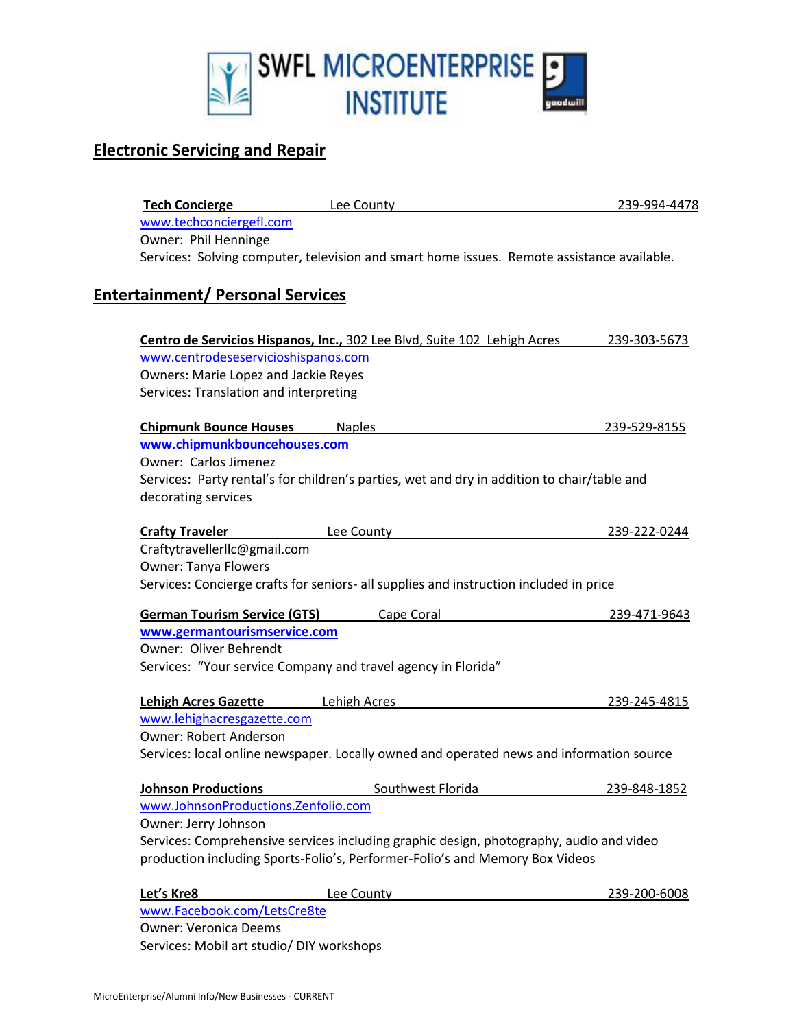SWFL MICROENTERPRISE INSTITUTE

## Electronic Servicing and Repair

**Tech Concierge** Lee County 239-994-4478
www.techconciergefl.com
Owner: Phil Henninge
Services: Solving computer, television and smart home issues. Remote assistance available.

## Entertainment/ Personal Services

**Centro de Servicios Hispanos, Inc.,** 302 Lee Blvd, Suite 102 Lehigh Acres 239-303-5673
www.centrodeservicioshispanos.com
Owners: Marie Lopez and Jackie Reyes
Services: Translation and interpreting

**Chipmunk Bounce Houses** Naples 239-529-8155
**www.chipmunkbouncehouses.com**
Owner: Carlos Jimenez
Services: Party rental's for children's parties, wet and dry in addition to chair/table and decorating services

**Crafty Traveler** Lee County 239-222-0244
Craftytravellerllc@gmail.com
Owner: Tanya Flowers
Services: Concierge crafts for seniors- all supplies and instruction included in price

**German Tourism Service (GTS)** Cape Coral 239-471-9643
**www.germantourismservice.com**
Owner: Oliver Behrendt
Services: "Your service Company and travel agency in Florida"

**Lehigh Acres Gazette** Lehigh Acres 239-245-4815
www.lehighacresgazette.com
Owner: Robert Anderson
Services: local online newspaper. Locally owned and operated news and information source

**Johnson Productions** Southwest Florida 239-848-1852
www.JohnsonProductions.Zenfolio.com
Owner: Jerry Johnson
Services: Comprehensive services including graphic design, photography, audio and video production including Sports-Folio's, Performer-Folio's and Memory Box Videos

**Let's Kre8** Lee County 239-200-6008
www.Facebook.com/LetsCre8te
Owner: Veronica Deems
Services: Mobil art studio/ DIY workshops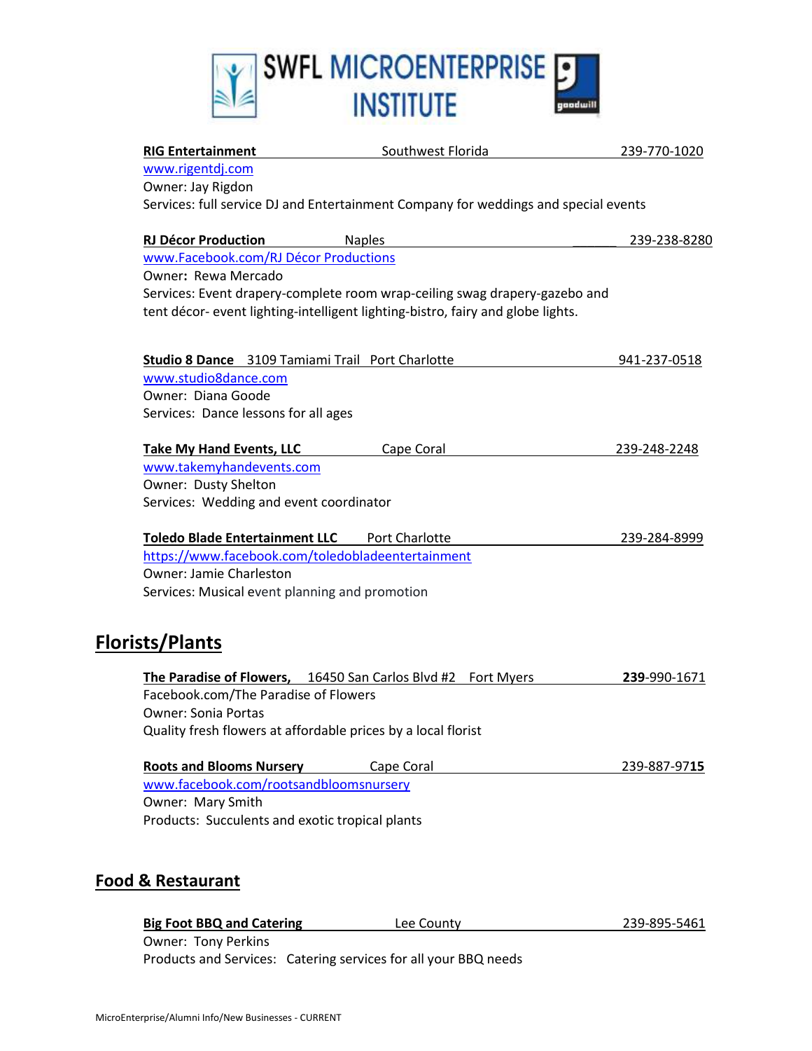**RIG Entertainment** Southwest Florida 239-770-1020
www.rigentdj.com
Owner: Jay Rigdon
Services: full service DJ and Entertainment Company for weddings and special events

**RJ Décor Production** Naples 239-238-8280
www.Facebook.com/RJ Décor Productions
Owner: Rewa Mercado
Services: Event drapery-complete room wrap-ceiling swag drapery-gazebo and tent décor- event lighting-intelligent lighting-bistro, fairy and globe lights.

**Studio 8 Dance** 3109 Tamiami Trail Port Charlotte 941-237-0518
www.studio8dance.com
Owner: Diana Goode
Services: Dance lessons for all ages

**Take My Hand Events, LLC** Cape Coral 239-248-2248
www.takemyhandevents.com
Owner: Dusty Shelton
Services: Wedding and event coordinator

**Toledo Blade Entertainment LLC** Port Charlotte 239-284-8999
https://www.facebook.com/toledobladeentertainment
Owner: Jamie Charleston
Services: Musical event planning and promotion

## Florists/Plants

**The Paradise of Flowers,** 16450 San Carlos Blvd #2 Fort Myers **239**-990-1671
Facebook.com/The Paradise of Flowers
Owner: Sonia Portas
Quality fresh flowers at affordable prices by a local florist

**Roots and Blooms Nursery** Cape Coral 239-887-97**15**
www.facebook.com/rootsandbloomsnursery
Owner: Mary Smith
Products: Succulents and exotic tropical plants

## Food & Restaurant

**Big Foot BBQ and Catering** Lee County 239-895-5461
Owner: Tony Perkins
Products and Services: Catering services for all your BBQ needs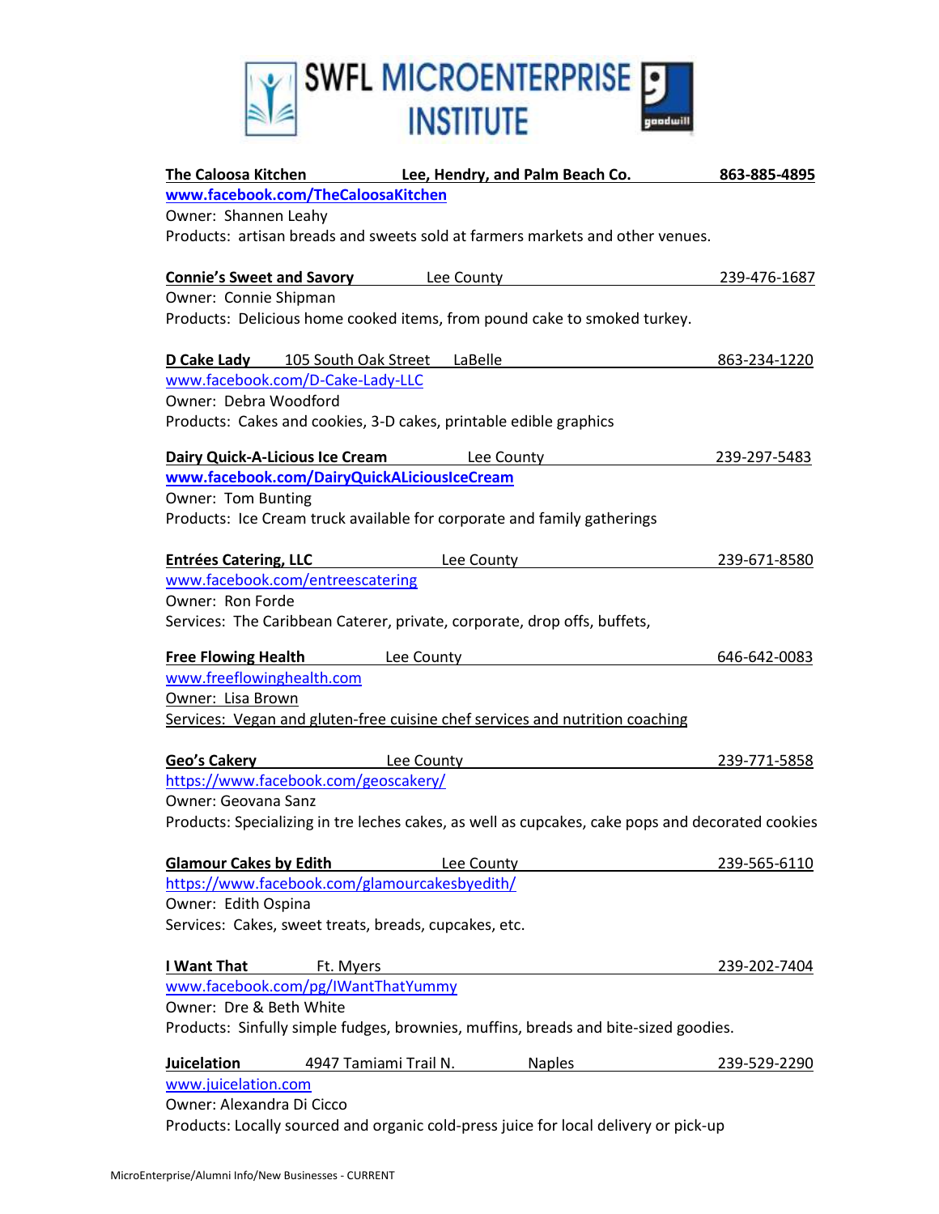# SWFL MICROENTERPRISE INSTITUTE

**The Caloosa Kitchen** Lee, Hendry, and Palm Beach Co. 863-885-4895
www.facebook.com/TheCaloosaKitchen
Owner: Shannen Leahy
Products: artisan breads and sweets sold at farmers markets and other venues.

**Connie's Sweet and Savory** Lee County 239-476-1687
Owner: Connie Shipman
Products: Delicious home cooked items, from pound cake to smoked turkey.

**D Cake Lady** 105 South Oak Street LaBelle 863-234-1220
www.facebook.com/D-Cake-Lady-LLC
Owner: Debra Woodford
Products: Cakes and cookies, 3-D cakes, printable edible graphics

**Dairy Quick-A-Licious Ice Cream** Lee County 239-297-5483
www.facebook.com/DairyQuickALiciousIceCream
Owner: Tom Bunting
Products: Ice Cream truck available for corporate and family gatherings

**Entrées Catering, LLC** Lee County 239-671-8580
www.facebook.com/entreescatering
Owner: Ron Forde
Services: The Caribbean Caterer, private, corporate, drop offs, buffets,

**Free Flowing Health** Lee County 646-642-0083
www.freeflowinghealth.com
Owner: Lisa Brown
Services: Vegan and gluten-free cuisine chef services and nutrition coaching

**Geo's Cakery** Lee County 239-771-5858
https://www.facebook.com/geoscakery/
Owner: Geovana Sanz
Products: Specializing in tre leches cakes, as well as cupcakes, cake pops and decorated cookies

**Glamour Cakes by Edith** Lee County 239-565-6110
https://www.facebook.com/glamourcakesbyedith/
Owner: Edith Ospina
Services: Cakes, sweet treats, breads, cupcakes, etc.

**I Want That** Ft. Myers 239-202-7404
www.facebook.com/pg/IWantThatYummy
Owner: Dre & Beth White
Products: Sinfully simple fudges, brownies, muffins, breads and bite-sized goodies.

**Juicelation** 4947 Tamiami Trail N. Naples 239-529-2290
www.juicelation.com
Owner: Alexandra Di Cicco
Products: Locally sourced and organic cold-press juice for local delivery or pick-up

MicroEnterprise/Alumni Info/New Businesses - CURRENT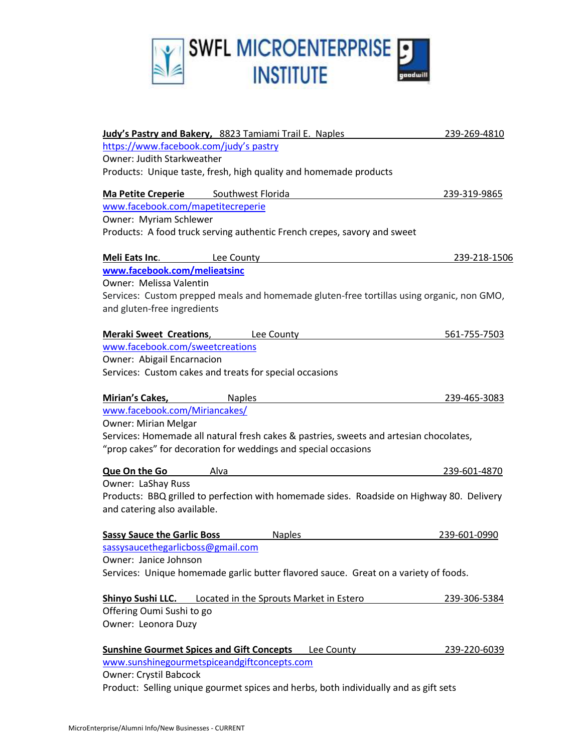# SWFL MICROENTERPRISE INSTITUTE

**Judy's Pastry and Bakery,** 8823 Tamiami Trail E. Naples 239-269-4810
https://www.facebook.com/judy's pastry
Owner: Judith Starkweather
Products: Unique taste, fresh, high quality and homemade products

**Ma Petite Creperie** Southwest Florida 239-319-9865
www.facebook.com/mapetitecreperie
Owner: Myriam Schlewer
Products: A food truck serving authentic French crepes, savory and sweet

**Meli Eats Inc.** Lee County 239-218-1506
**www.facebook.com/melieatsinc**
Owner: Melissa Valentin
Services: Custom prepped meals and homemade gluten-free tortillas using organic, non GMO, and gluten-free ingredients

**Meraki Sweet Creations,** Lee County 561-755-7503
www.facebook.com/sweetcreations
Owner: Abigail Encarnacion
Services: Custom cakes and treats for special occasions

**Mirian's Cakes,** Naples 239-465-3083
www.facebook.com/Miriancakes/
Owner: Mirian Melgar
Services: Homemade all natural fresh cakes & pastries, sweets and artesian chocolates, "prop cakes" for decoration for weddings and special occasions

**Que On the Go** Alva 239-601-4870
Owner: LaShay Russ
Products: BBQ grilled to perfection with homemade sides. Roadside on Highway 80. Delivery and catering also available.

**Sassy Sauce the Garlic Boss** Naples 239-601-0990
sassysaucethegarlicboss@gmail.com
Owner: Janice Johnson
Services: Unique homemade garlic butter flavored sauce. Great on a variety of foods.

**Shinyo Sushi LLC.** Located in the Sprouts Market in Estero 239-306-5384
Offering Oumi Sushi to go
Owner: Leonora Duzy

**Sunshine Gourmet Spices and Gift Concepts** Lee County 239-220-6039
www.sunshinegourmetspiceandgiftconcepts.com
Owner: Crystil Babcock
Product: Selling unique gourmet spices and herbs, both individually and as gift sets

MicroEnterprise/Alumni Info/New Businesses - CURRENT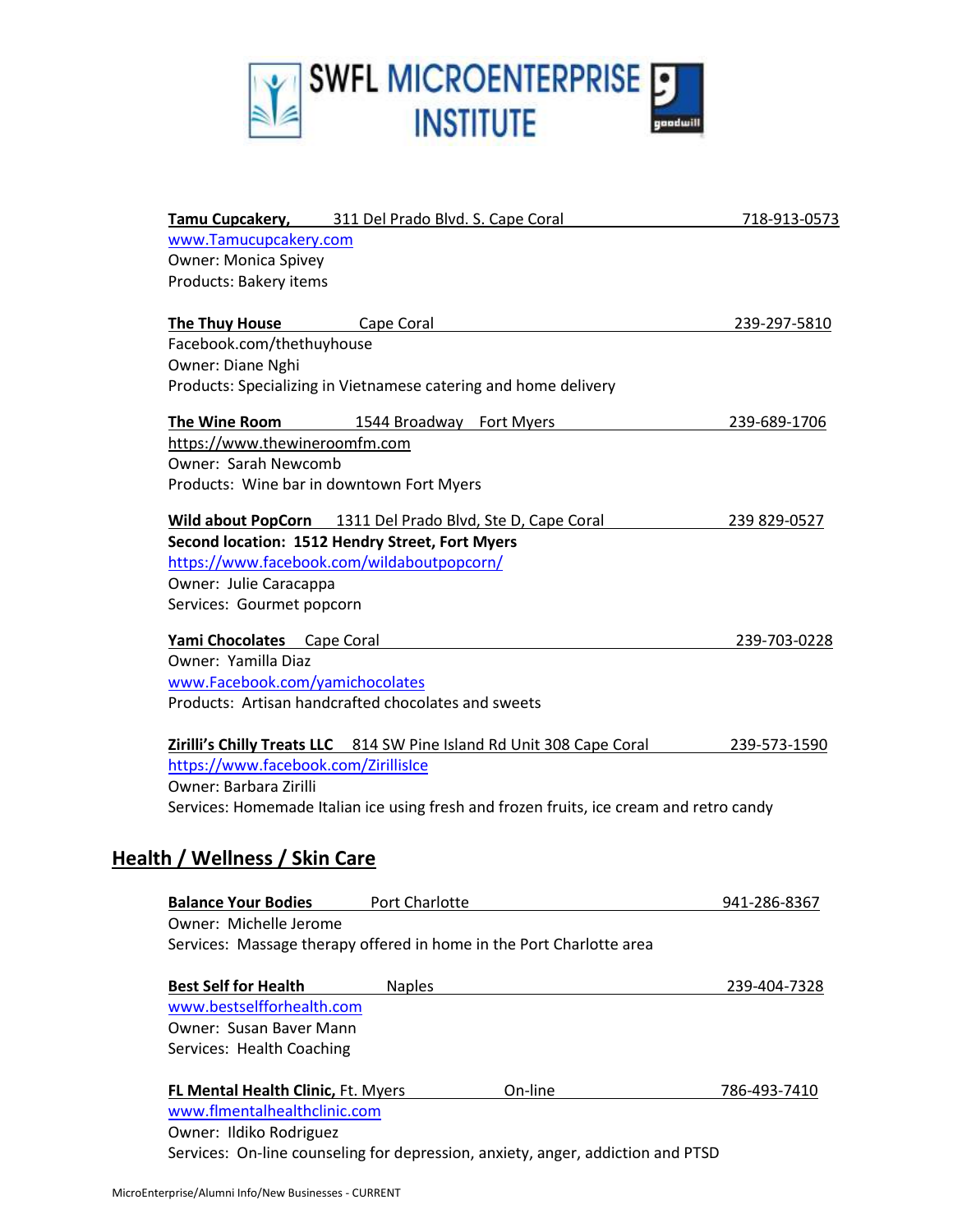**Tamu Cupcakery,** 311 Del Prado Blvd. S. Cape Coral 718-913-0573
www.Tamucupcakery.com
Owner: Monica Spivey
Products: Bakery items

**The Thuy House** Cape Coral 239-297-5810
Facebook.com/thethuyhouse
Owner: Diane Nghi
Products: Specializing in Vietnamese catering and home delivery

**The Wine Room** 1544 Broadway Fort Myers 239-689-1706
https://www.thewineroomfm.com
Owner: Sarah Newcomb
Products: Wine bar in downtown Fort Myers

**Wild about PopCorn** 1311 Del Prado Blvd, Ste D, Cape Coral 239 829-0527
**Second location: 1512 Hendry Street, Fort Myers**
https://www.facebook.com/wildaboutpopcorn/
Owner: Julie Caracappa
Services: Gourmet popcorn

**Yami Chocolates** Cape Coral 239-703-0228
Owner: Yamilla Diaz
www.Facebook.com/yamichocolates
Products: Artisan handcrafted chocolates and sweets

**Zirilli's Chilly Treats LLC** 814 SW Pine Island Rd Unit 308 Cape Coral 239-573-1590
https://www.facebook.com/ZirillisIce
Owner: Barbara Zirilli
Services: Homemade Italian ice using fresh and frozen fruits, ice cream and retro candy

## Health / Wellness / Skin Care

**Balance Your Bodies** Port Charlotte 941-286-8367
Owner: Michelle Jerome
Services: Massage therapy offered in home in the Port Charlotte area

**Best Self for Health** Naples 239-404-7328
www.bestselfforhealth.com
Owner: Susan Baver Mann
Services: Health Coaching

**FL Mental Health Clinic,** Ft. Myers On-line 786-493-7410
www.flmentalhealthclinic.com
Owner: Ildiko Rodriguez
Services: On-line counseling for depression, anxiety, anger, addiction and PTSD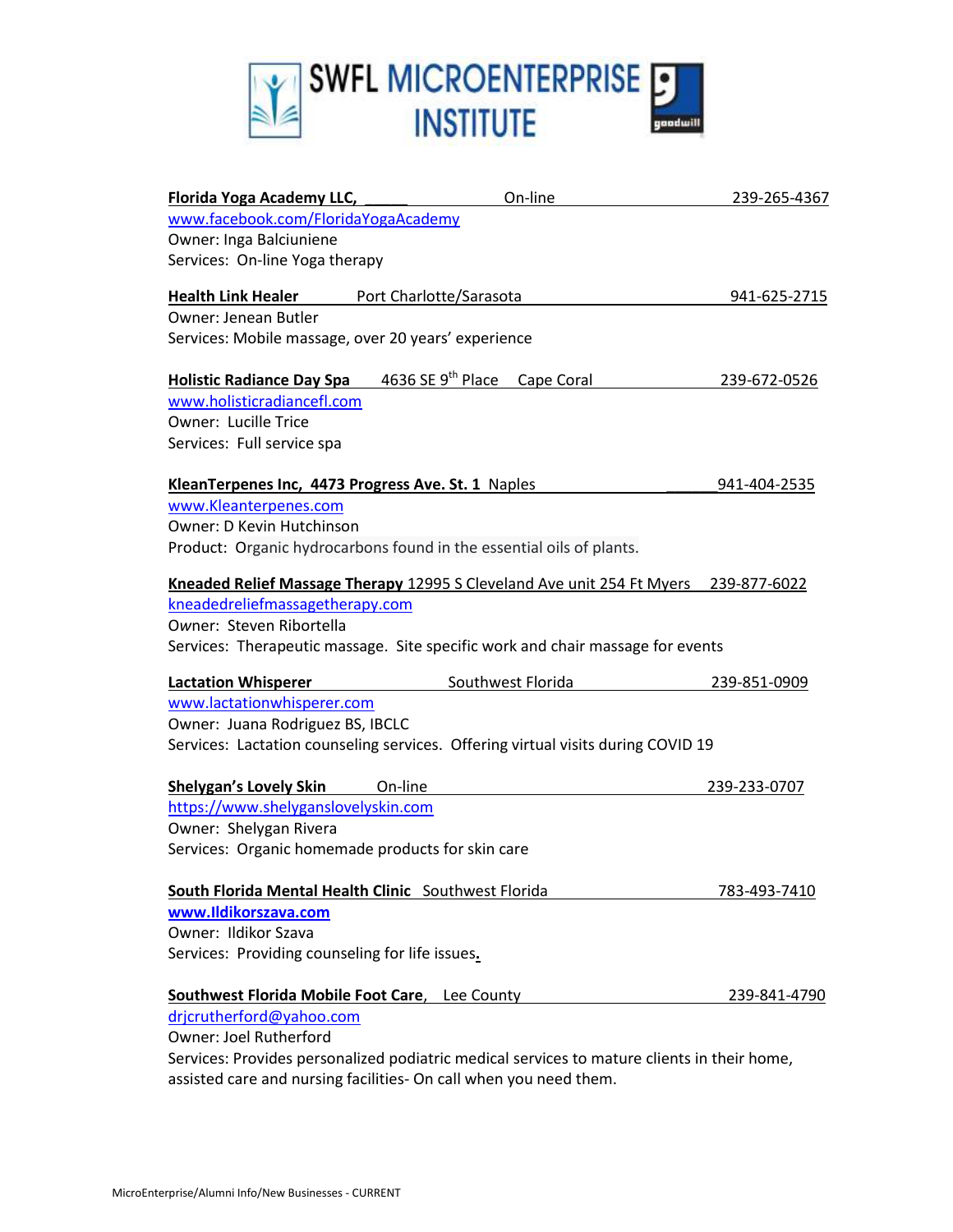# SWFL MICROENTERPRISE INSTITUTE

**Florida Yoga Academy LLC,** \_\_\_\_\_ On-line 239-265-4367
www.facebook.com/FloridaYogaAcademy
Owner: Inga Balciuniene
Services: On-line Yoga therapy

**Health Link Healer** Port Charlotte/Sarasota 941-625-2715
Owner: Jenean Butler
Services: Mobile massage, over 20 years' experience

**Holistic Radiance Day Spa** 4636 SE 9th Place Cape Coral 239-672-0526
www.holisticradiancefl.com
Owner: Lucille Trice
Services: Full service spa

**KleanTerpenes Inc, 4473 Progress Ave. St. 1** Naples \_\_\_\_\_ 941-404-2535
www.Kleanterpenes.com
Owner: D Kevin Hutchinson
Product: Organic hydrocarbons found in the essential oils of plants.

**Kneaded Relief Massage Therapy** 12995 S Cleveland Ave unit 254 Ft Myers 239-877-6022
kneadedreliefmassagetherapy.com
Owner: Steven Ribortella
Services: Therapeutic massage. Site specific work and chair massage for events

**Lactation Whisperer** Southwest Florida 239-851-0909
www.lactationwhisperer.com
Owner: Juana Rodriguez BS, IBCLC
Services: Lactation counseling services. Offering virtual visits during COVID 19

**Shelygan's Lovely Skin** On-line 239-233-0707
https://www.shelyganslovelyskin.com
Owner: Shelygan Rivera
Services: Organic homemade products for skin care

**South Florida Mental Health Clinic** Southwest Florida 783-493-7410
**www.Ildikorszava.com**
Owner: Ildikor Szava
Services: Providing counseling for life issues.

**Southwest Florida Mobile Foot Care**, Lee County 239-841-4790
drjcrutherford@yahoo.com
Owner: Joel Rutherford
Services: Provides personalized podiatric medical services to mature clients in their home, assisted care and nursing facilities- On call when you need them.

MicroEnterprise/Alumni Info/New Businesses - CURRENT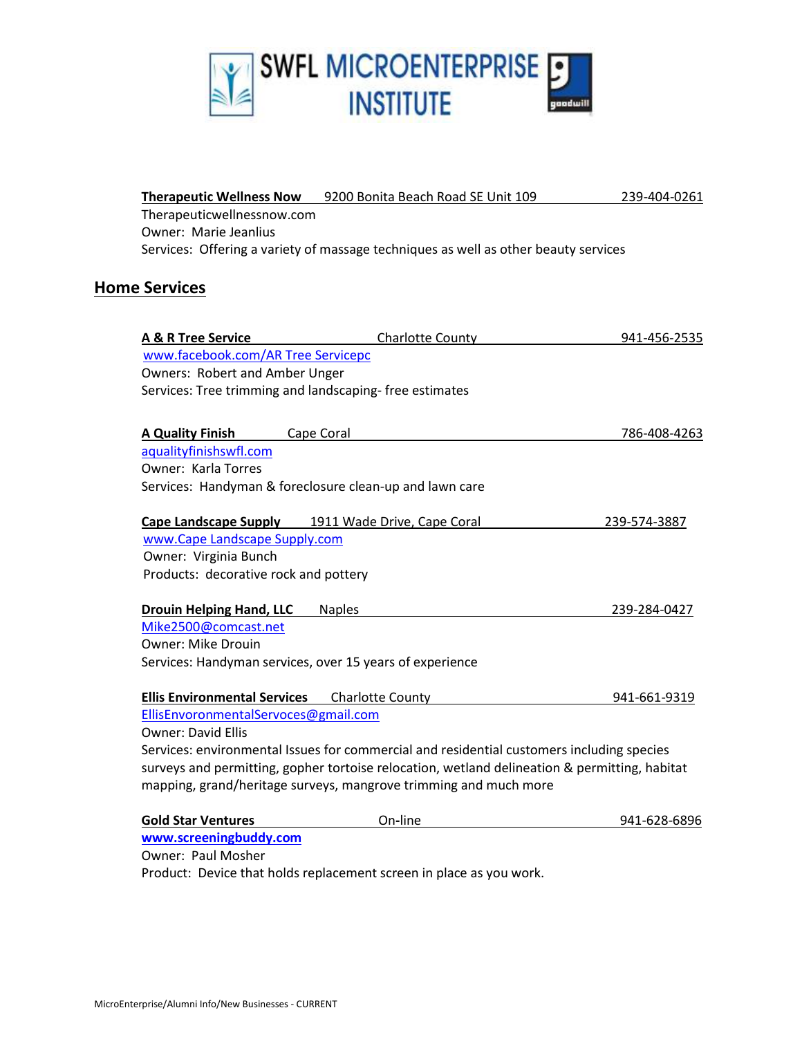**Therapeutic Wellness Now** 9200 Bonita Beach Road SE Unit 109 239-404-0261
Therapeuticwellnessnow.com
Owner: Marie Jeanlius
Services: Offering a variety of massage techniques as well as other beauty services

## Home Services

**A & R Tree Service** Charlotte County 941-456-2535
www.facebook.com/AR Tree Servicepc
Owners: Robert and Amber Unger
Services: Tree trimming and landscaping- free estimates

**A Quality Finish** Cape Coral 786-408-4263
aqualityfinishswfl.com
Owner: Karla Torres
Services: Handyman & foreclosure clean-up and lawn care

**Cape Landscape Supply** 1911 Wade Drive, Cape Coral 239-574-3887
www.Cape Landscape Supply.com
Owner: Virginia Bunch
Products: decorative rock and pottery

**Drouin Helping Hand, LLC** Naples 239-284-0427
Mike2500@comcast.net
Owner: Mike Drouin
Services: Handyman services, over 15 years of experience

**Ellis Environmental Services** Charlotte County 941-661-9319
EllisEnvoronmentalServoces@gmail.com
Owner: David Ellis
Services: environmental Issues for commercial and residential customers including species surveys and permitting, gopher tortoise relocation, wetland delineation & permitting, habitat mapping, grand/heritage surveys, mangrove trimming and much more

**Gold Star Ventures** On-line 941-628-6896
**www.screeningbuddy.com**
Owner: Paul Mosher
Product: Device that holds replacement screen in place as you work.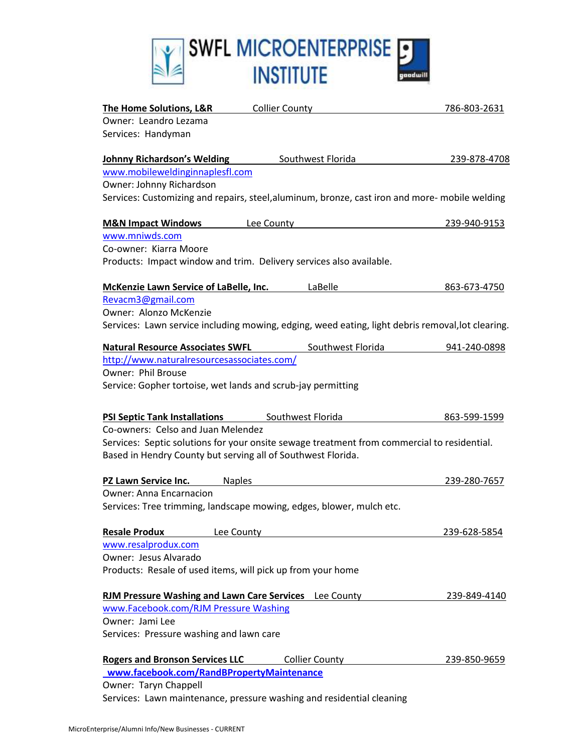# SWFL MICROENTERPRISE INSTITUTE

**The Home Solutions, L&R** Collier County 786-803-2631
Owner: Leandro Lezama
Services: Handyman

**Johnny Richardson's Welding** Southwest Florida 239-878-4708
www.mobileweldinginnaplesfl.com
Owner: Johnny Richardson
Services: Customizing and repairs, steel,aluminum, bronze, cast iron and more- mobile welding

**M&N Impact Windows** Lee County 239-940-9153
www.mniwds.com
Co-owner: Kiarra Moore
Products: Impact window and trim. Delivery services also available.

**McKenzie Lawn Service of LaBelle, Inc.** LaBelle 863-673-4750
Revacm3@gmail.com
Owner: Alonzo McKenzie
Services: Lawn service including mowing, edging, weed eating, light debris removal,lot clearing.

**Natural Resource Associates SWFL** Southwest Florida 941-240-0898
http://www.naturalresourcesassociates.com/
Owner: Phil Brouse
Service: Gopher tortoise, wet lands and scrub-jay permitting

**PSI Septic Tank Installations** Southwest Florida 863-599-1599
Co-owners: Celso and Juan Melendez
Services: Septic solutions for your onsite sewage treatment from commercial to residential. Based in Hendry County but serving all of Southwest Florida.

**PZ Lawn Service Inc.** Naples 239-280-7657
Owner: Anna Encarnacion
Services: Tree trimming, landscape mowing, edges, blower, mulch etc.

**Resale Produx** Lee County 239-628-5854
www.resalprodux.com
Owner: Jesus Alvarado
Products: Resale of used items, will pick up from your home

**RJM Pressure Washing and Lawn Care Services** Lee County 239-849-4140
www.Facebook.com/RJM Pressure Washing
Owner: Jami Lee
Services: Pressure washing and lawn care

**Rogers and Bronson Services LLC** Collier County 239-850-9659
**www.facebook.com/RandBPropertyMaintenance**
Owner: Taryn Chappell
Services: Lawn maintenance, pressure washing and residential cleaning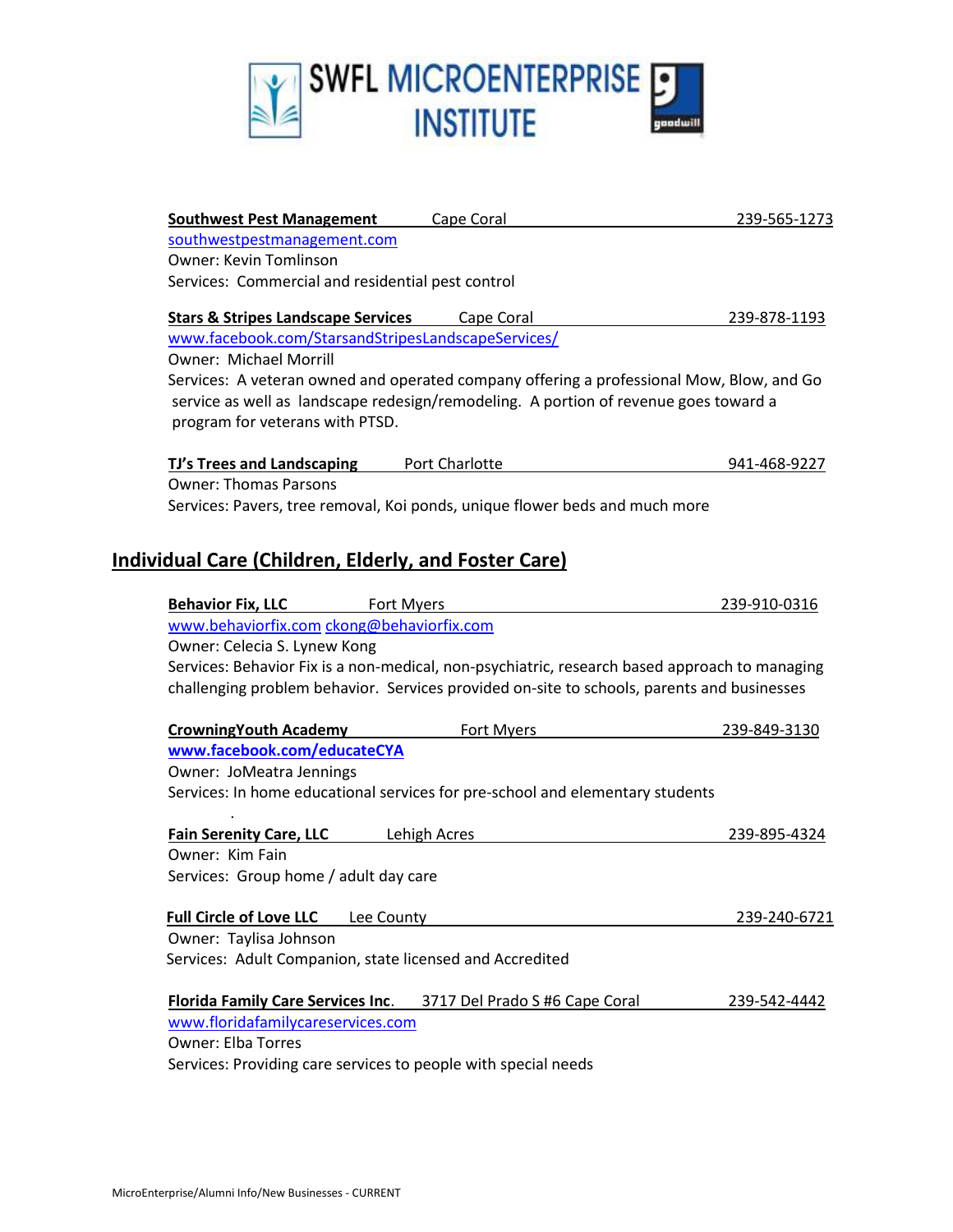**Southwest Pest Management** Cape Coral 239-565-1273
southwestpestmanagement.com
Owner: Kevin Tomlinson
Services: Commercial and residential pest control

**Stars & Stripes Landscape Services** Cape Coral 239-878-1193
www.facebook.com/StarsandStripesLandscapeServices/
Owner: Michael Morrill
Services: A veteran owned and operated company offering a professional Mow, Blow, and Go service as well as landscape redesign/remodeling. A portion of revenue goes toward a program for veterans with PTSD.

**TJ's Trees and Landscaping** Port Charlotte 941-468-9227
Owner: Thomas Parsons
Services: Pavers, tree removal, Koi ponds, unique flower beds and much more

## Individual Care (Children, Elderly, and Foster Care)

**Behavior Fix, LLC** Fort Myers 239-910-0316
www.behaviorfix.com ckong@behaviorfix.com
Owner: Celecia S. Lynew Kong
Services: Behavior Fix is a non-medical, non-psychiatric, research based approach to managing challenging problem behavior. Services provided on-site to schools, parents and businesses

**CrowningYouth Academy** Fort Myers 239-849-3130
**www.facebook.com/educateCYA**
Owner: JoMeatra Jennings
Services: In home educational services for pre-school and elementary students

**Fain Serenity Care, LLC** Lehigh Acres 239-895-4324
Owner: Kim Fain
Services: Group home / adult day care

**Full Circle of Love LLC** Lee County 239-240-6721
Owner: Taylisa Johnson
Services: Adult Companion, state licensed and Accredited

**Florida Family Care Services Inc**. 3717 Del Prado S #6 Cape Coral 239-542-4442
www.floridafamilycareservices.com
Owner: Elba Torres
Services: Providing care services to people with special needs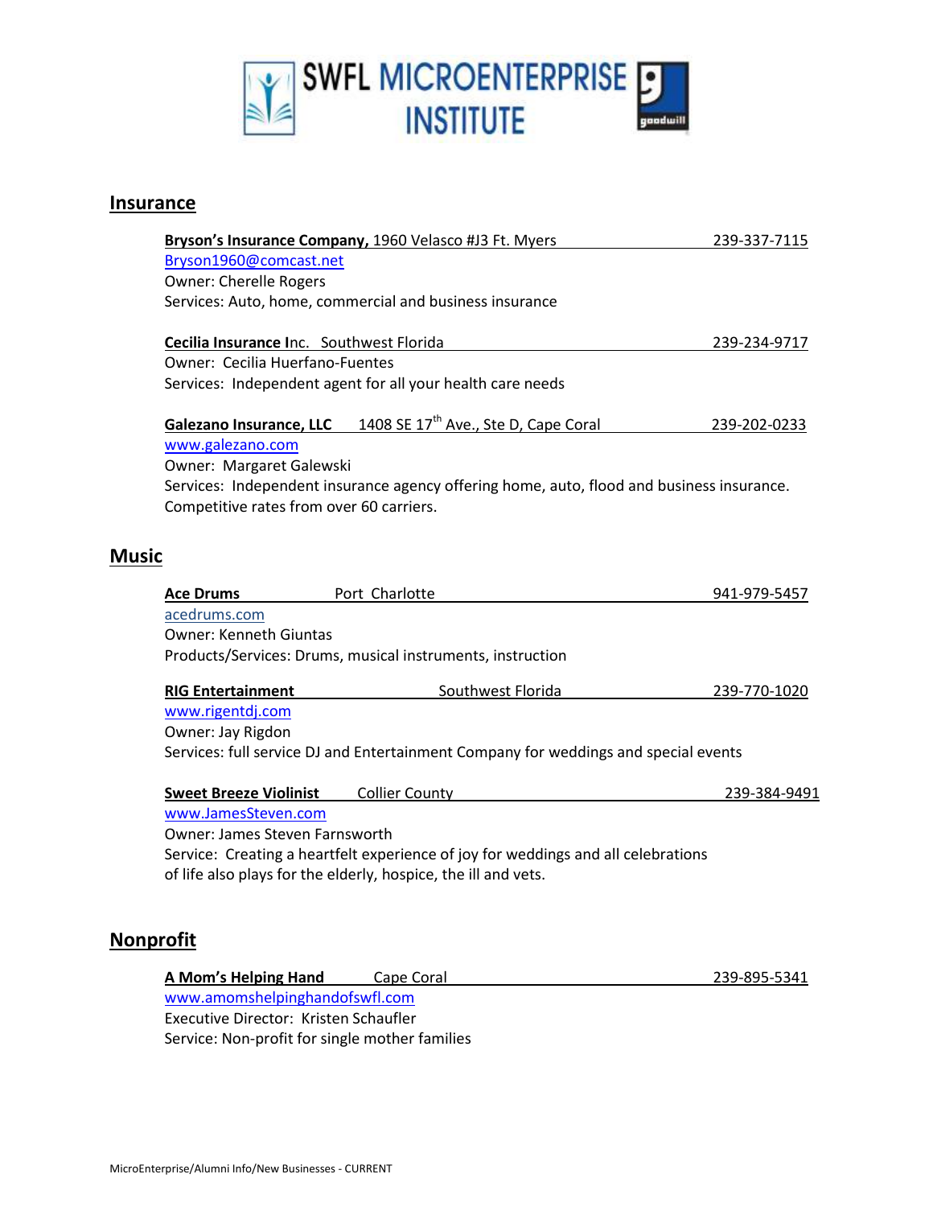SWFL MICROENTERPRISE INSTITUTE

## Insurance

**Bryson's Insurance Company,** 1960 Velasco #J3 Ft. Myers 239-337-7115
Bryson1960@comcast.net
Owner: Cherelle Rogers
Services: Auto, home, commercial and business insurance

**Cecilia Insurance I**nc. Southwest Florida 239-234-9717
Owner: Cecilia Huerfano-Fuentes
Services: Independent agent for all your health care needs

**Galezano Insurance, LLC** 1408 SE 17th Ave., Ste D, Cape Coral 239-202-0233
www.galezano.com
Owner: Margaret Galewski
Services: Independent insurance agency offering home, auto, flood and business insurance. Competitive rates from over 60 carriers.

## Music

**Ace Drums** Port Charlotte 941-979-5457
acedrums.com
Owner: Kenneth Giuntas
Products/Services: Drums, musical instruments, instruction

**RIG Entertainment** Southwest Florida 239-770-1020
www.rigentdj.com
Owner: Jay Rigdon
Services: full service DJ and Entertainment Company for weddings and special events

**Sweet Breeze Violinist** Collier County 239-384-9491
www.JamesSteven.com
Owner: James Steven Farnsworth
Service: Creating a heartfelt experience of joy for weddings and all celebrations of life also plays for the elderly, hospice, the ill and vets.

## Nonprofit

**A Mom's Helping Hand** Cape Coral 239-895-5341
www.amomshelpinghandofswfl.com
Executive Director: Kristen Schaufler
Service: Non-profit for single mother families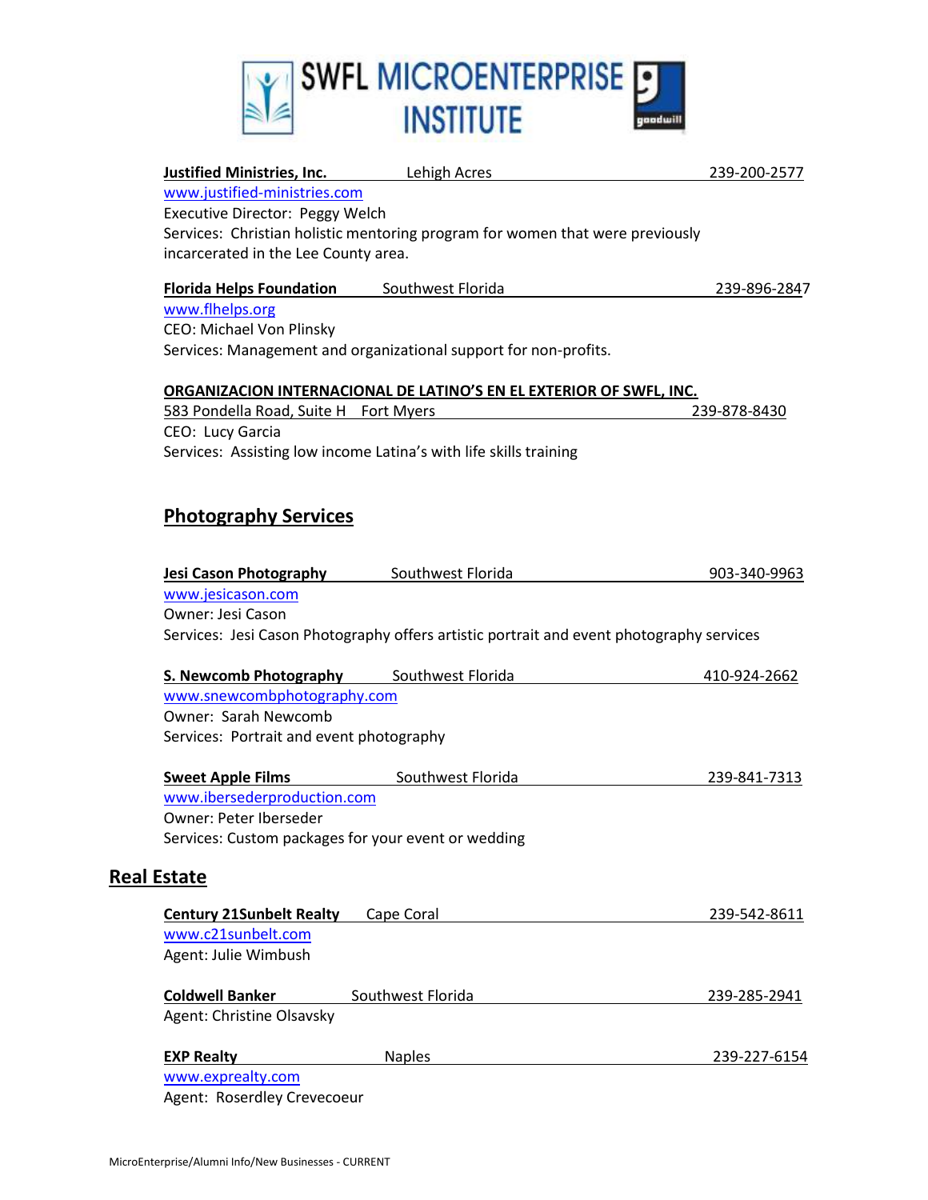**Justified Ministries, Inc.** Lehigh Acres 239-200-2577
www.justified-ministries.com
Executive Director: Peggy Welch
Services: Christian holistic mentoring program for women that were previously incarcerated in the Lee County area.

**Florida Helps Foundation** Southwest Florida 239-896-2847
www.flhelps.org
CEO: Michael Von Plinsky
Services: Management and organizational support for non-profits.

**ORGANIZACION INTERNACIONAL DE LATINO'S EN EL EXTERIOR OF SWFL, INC.**
583 Pondella Road, Suite H Fort Myers 239-878-8430
CEO: Lucy Garcia
Services: Assisting low income Latina's with life skills training

## Photography Services

**Jesi Cason Photography** Southwest Florida 903-340-9963
www.jesicason.com
Owner: Jesi Cason
Services: Jesi Cason Photography offers artistic portrait and event photography services

**S. Newcomb Photography** Southwest Florida 410-924-2662
www.snewcombphotography.com
Owner: Sarah Newcomb
Services: Portrait and event photography

**Sweet Apple Films** Southwest Florida 239-841-7313
www.ibersederproduction.com
Owner: Peter Iberseder
Services: Custom packages for your event or wedding

## Real Estate

**Century 21Sunbelt Realty** Cape Coral 239-542-8611
www.c21sunbelt.com
Agent: Julie Wimbush

**Coldwell Banker** Southwest Florida 239-285-2941
Agent: Christine Olsavsky

**EXP Realty** Naples 239-227-6154
www.exprealty.com
Agent: Roserdley Crevecoeur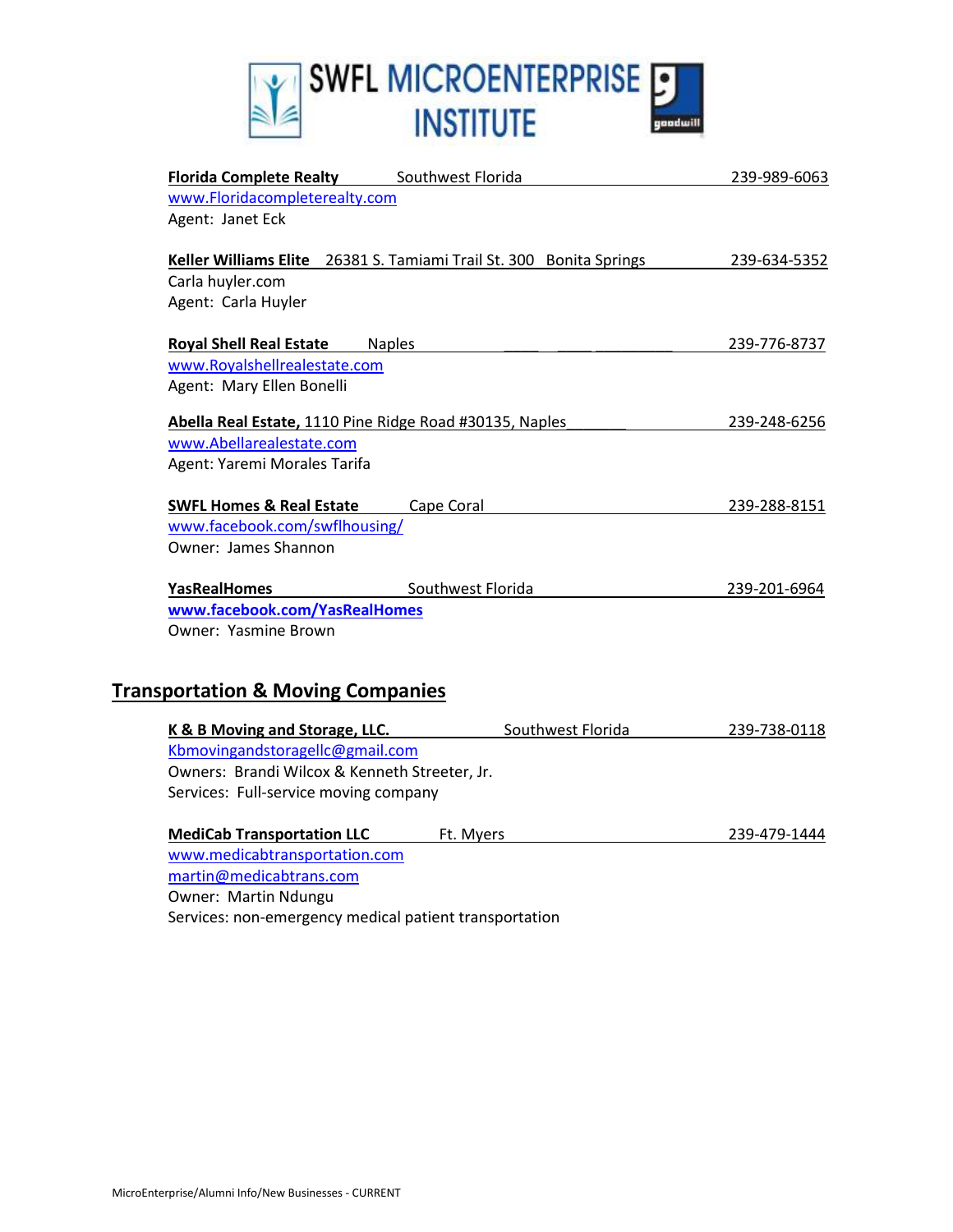**Florida Complete Realty** Southwest Florida 239-989-6063
www.Floridacompleterealty.com
Agent: Janet Eck

**Keller Williams Elite** 26381 S. Tamiami Trail St. 300 Bonita Springs 239-634-5352
Carla huyler.com
Agent: Carla Huyler

**Royal Shell Real Estate** Naples 239-776-8737
www.Royalshellrealestate.com
Agent: Mary Ellen Bonelli

**Abella Real Estate,** 1110 Pine Ridge Road #30135, Naples 239-248-6256
www.Abellarealestate.com
Agent: Yaremi Morales Tarifa

**SWFL Homes & Real Estate** Cape Coral 239-288-8151
www.facebook.com/swflhousing/
Owner: James Shannon

**YasRealHomes** Southwest Florida 239-201-6964
**www.facebook.com/YasRealHomes**
Owner: Yasmine Brown

## Transportation & Moving Companies

**K & B Moving and Storage, LLC.** Southwest Florida 239-738-0118
Kbmovingandstoragellc@gmail.com
Owners: Brandi Wilcox & Kenneth Streeter, Jr.
Services: Full-service moving company

**MediCab Transportation LLC** Ft. Myers 239-479-1444
www.medicabtransportation.com
martin@medicabtrans.com
Owner: Martin Ndungu
Services: non-emergency medical patient transportation